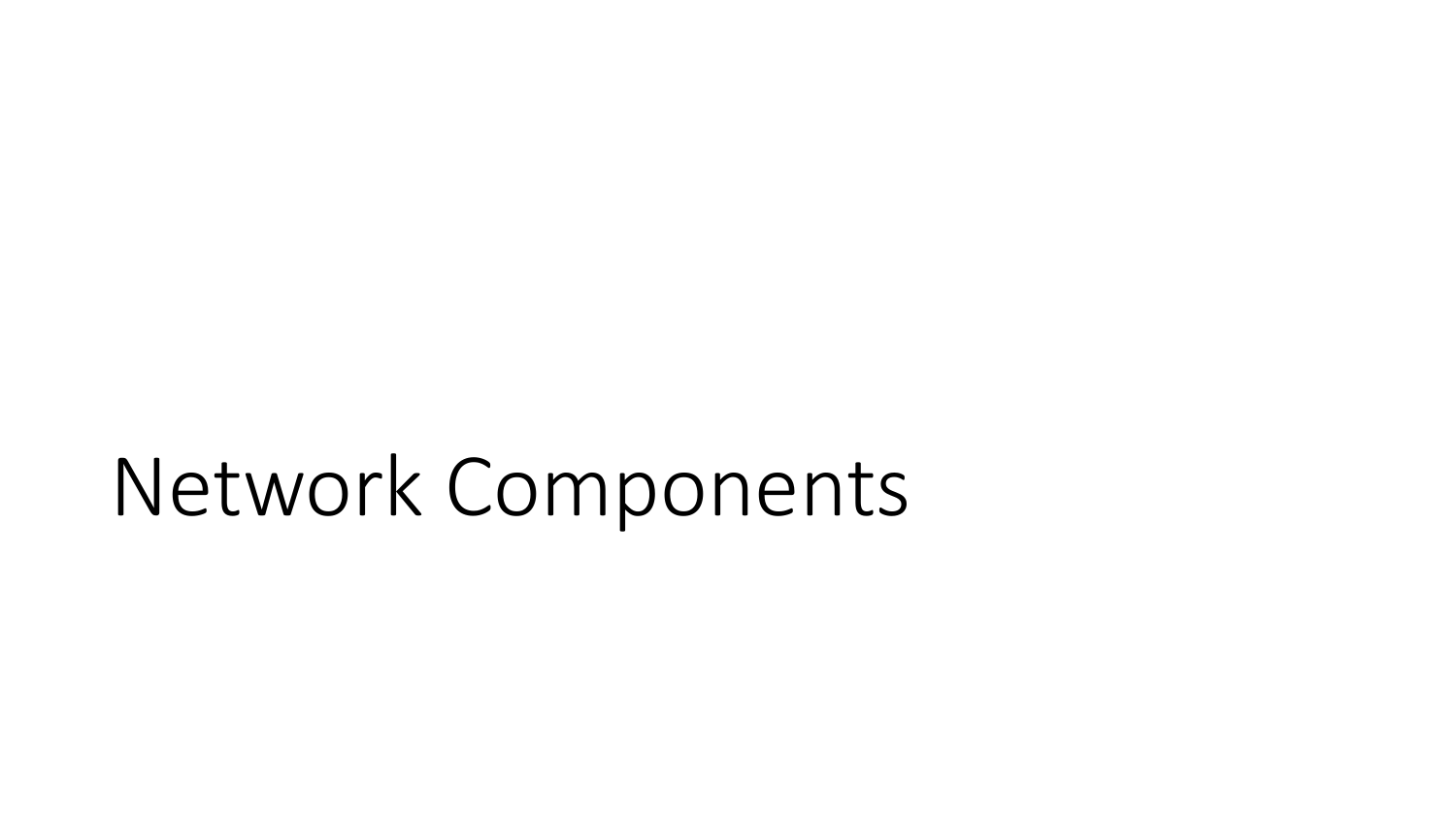# Network Components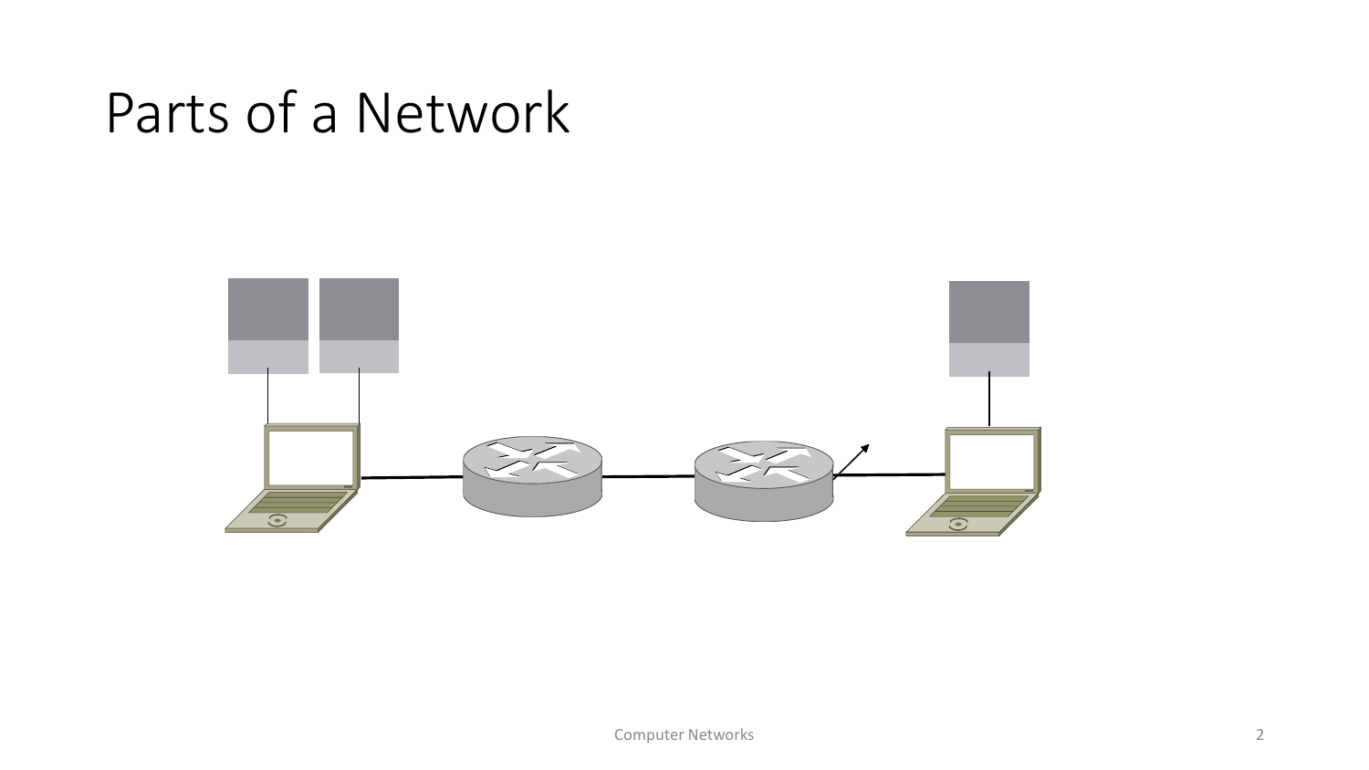# Parts of a Network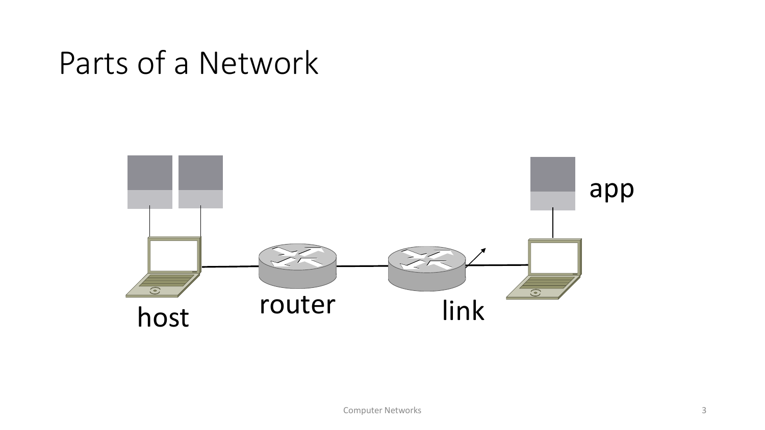# Parts of a Network

app

host

router

link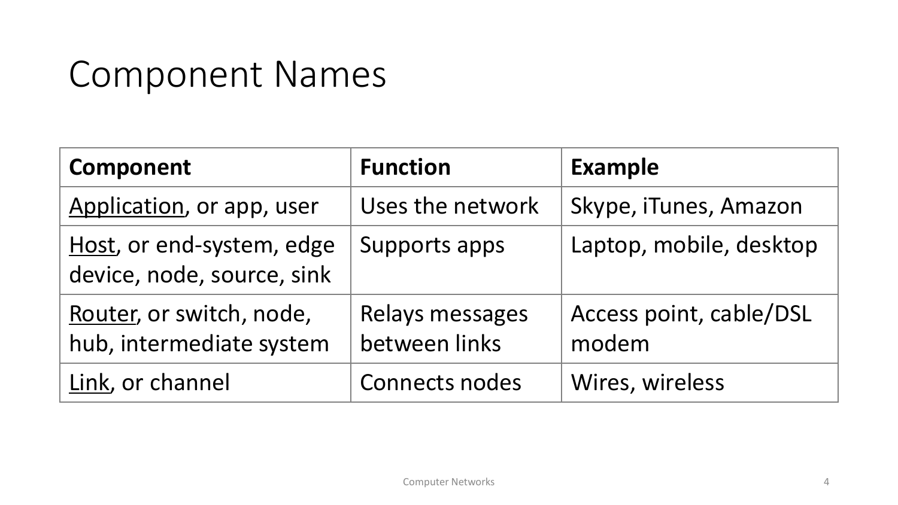# Component Names

| **Component** | **Function** | **Example** |
|---|---|---|
| <u>Application</u>, or app, user | Uses the network | Skype, iTunes, Amazon |
| <u>Host</u>, or end-system, edge device, node, source, sink | Supports apps | Laptop, mobile, desktop |
| <u>Router</u>, or switch, node, hub, intermediate system | Relays messages between links | Access point, cable/DSL modem |
| <u>Link</u>, or channel | Connects nodes | Wires, wireless |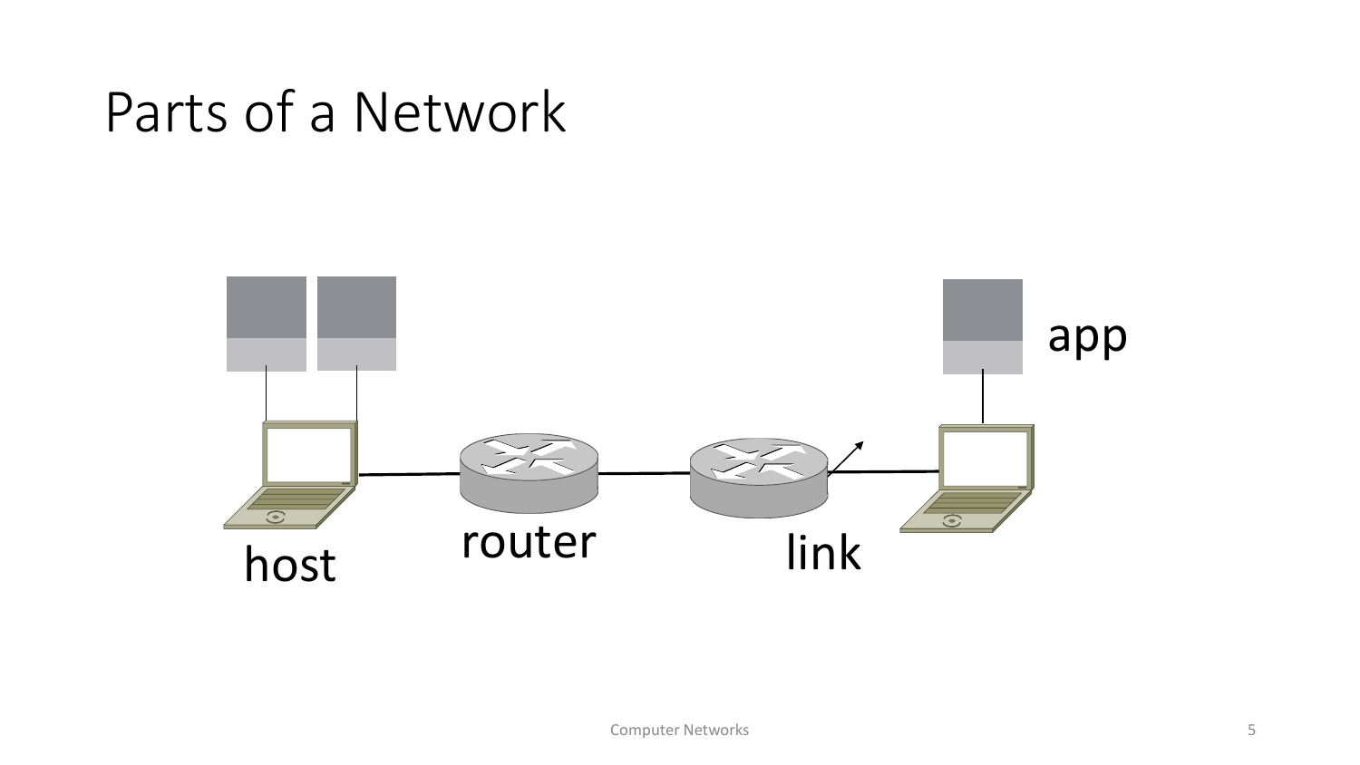# Parts of a Network

app

host

router

link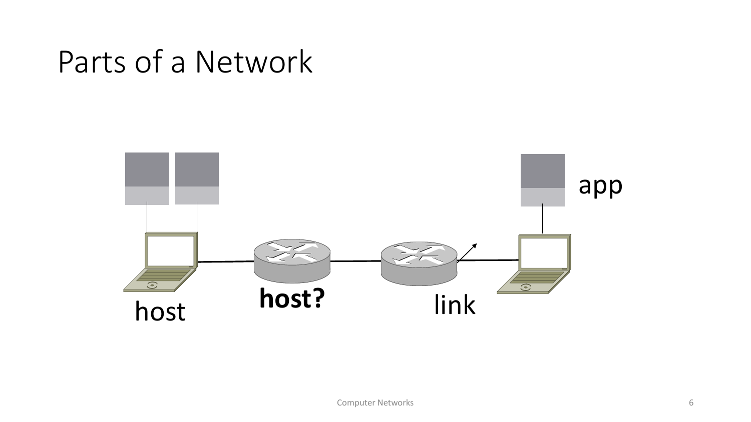# Parts of a Network

app

host

**host?**

link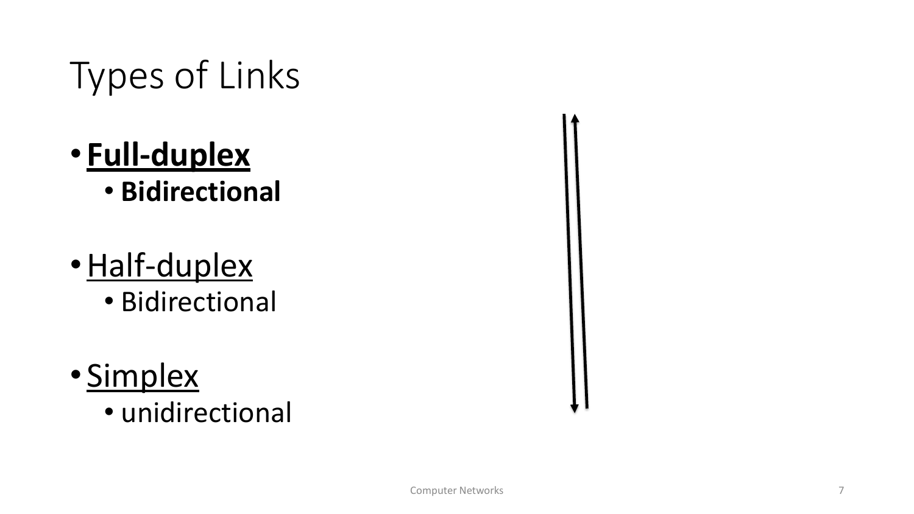# Types of Links

- **Full-duplex**
  - **Bidirectional**
- Half-duplex
  - Bidirectional
- Simplex
  - unidirectional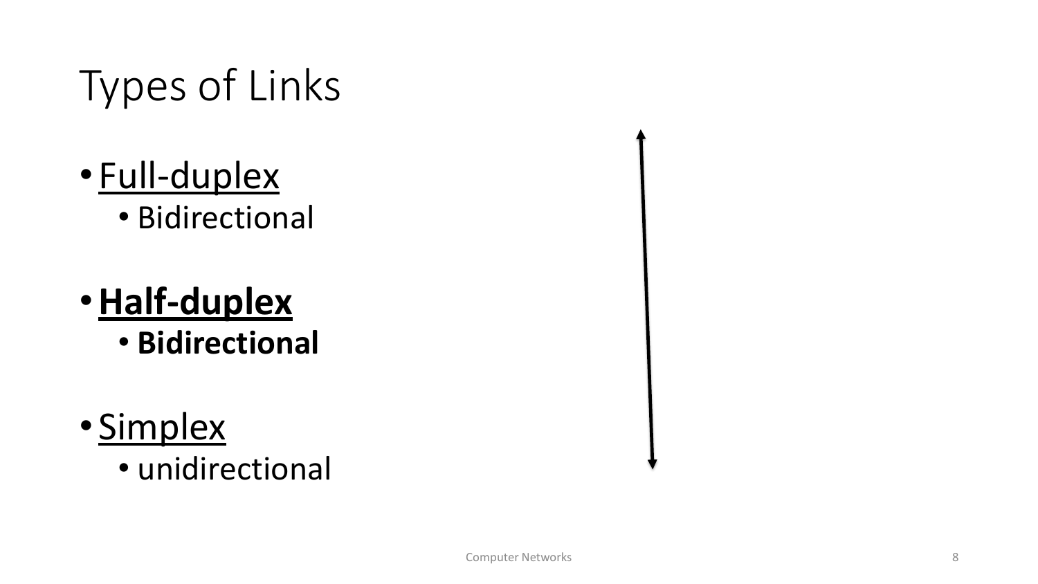# Types of Links

- <u>Full-duplex</u>
  - Bidirectional
- **<u>Half-duplex</u>**
  - **Bidirectional**
- <u>Simplex</u>
  - unidirectional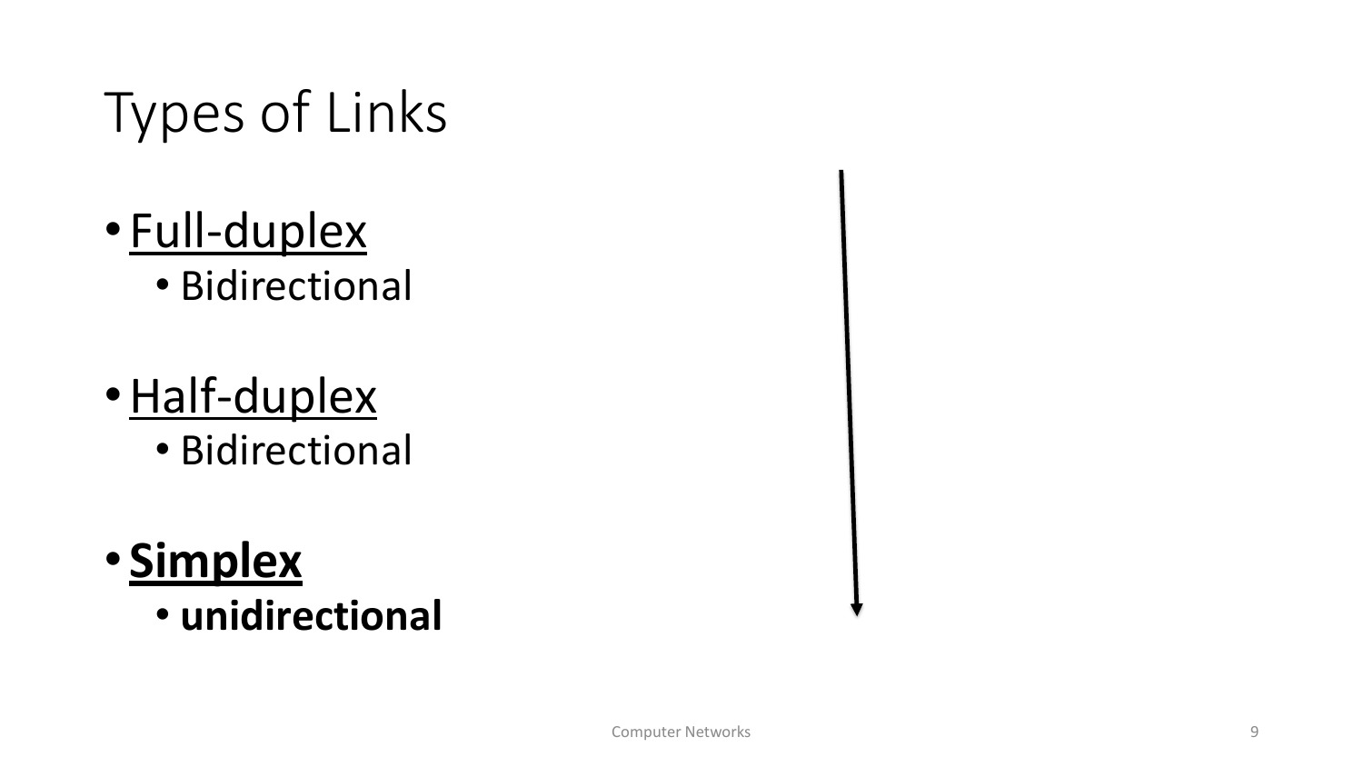# Types of Links

- Full-duplex
  - Bidirectional
- Half-duplex
  - Bidirectional
- **Simplex**
  - **unidirectional**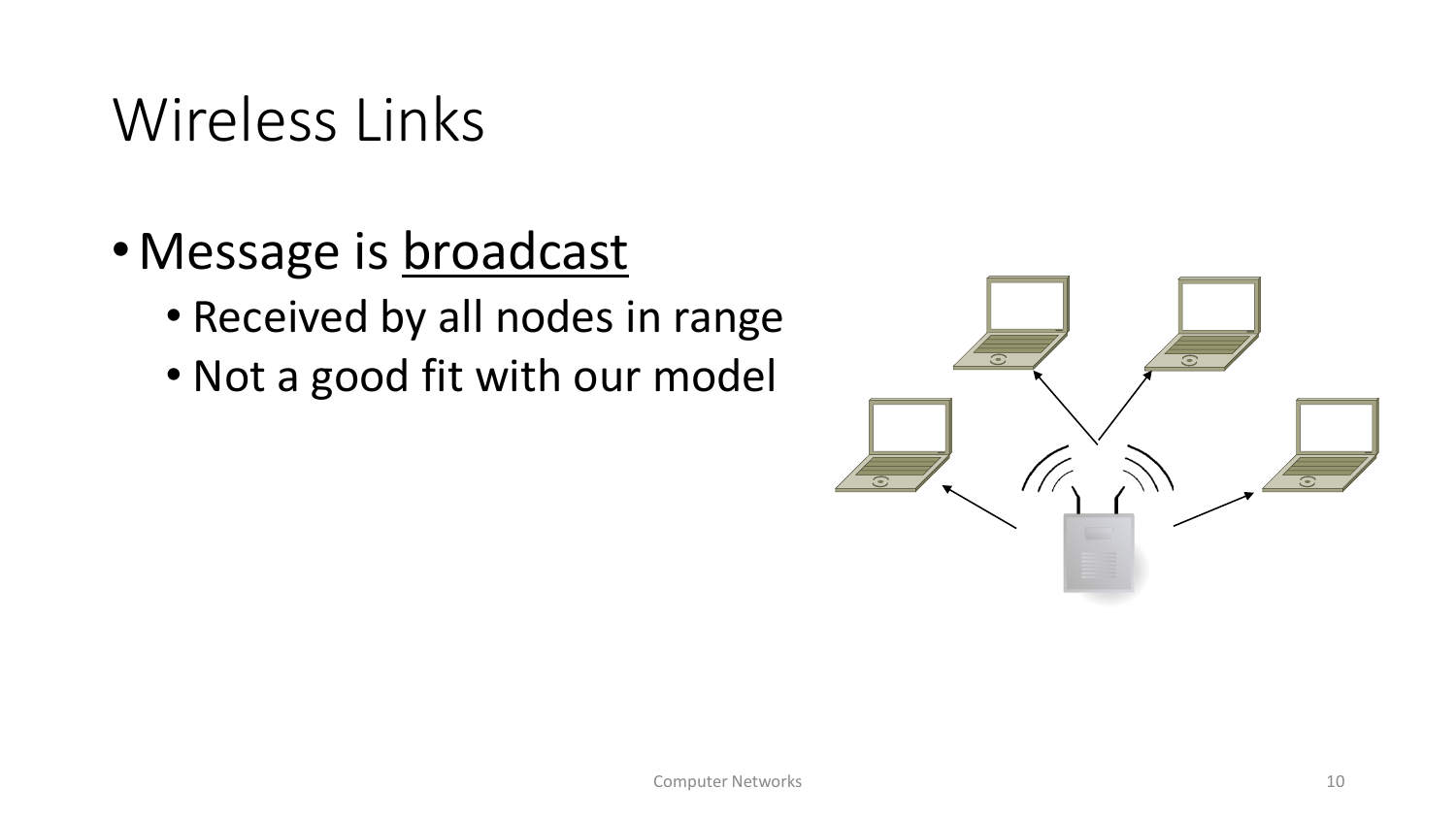# Wireless Links

- Message is <u>broadcast</u>
  - Received by all nodes in range
  - Not a good fit with our model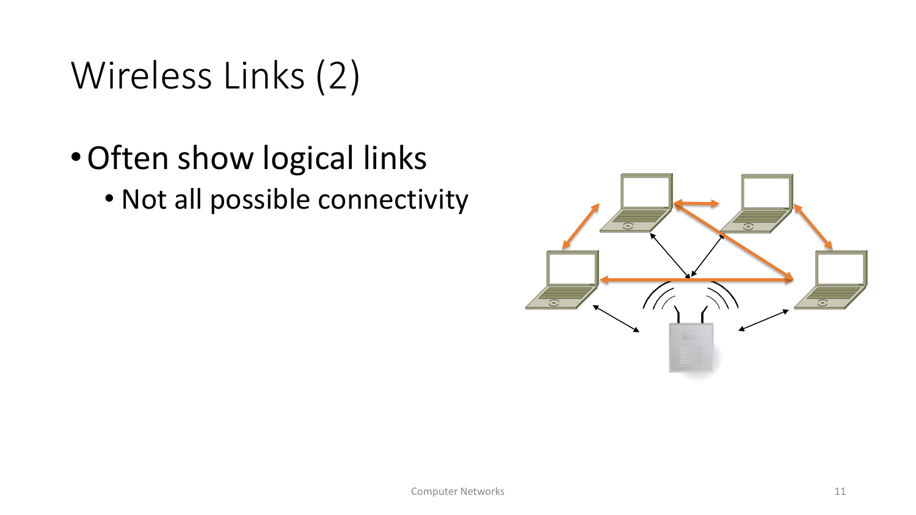# Wireless Links (2)

- Often show logical links
  - Not all possible connectivity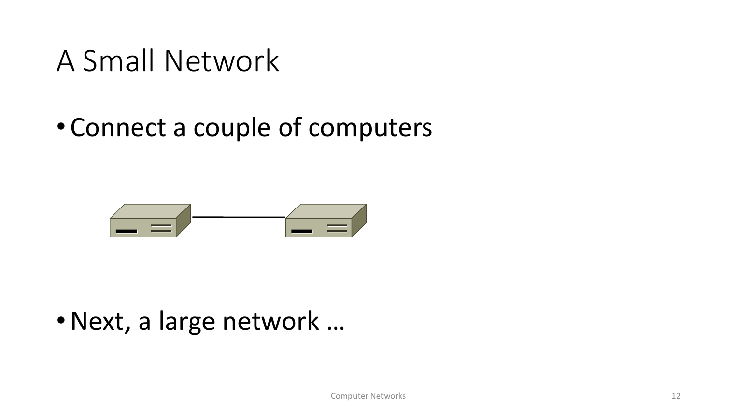# A Small Network

- Connect a couple of computers

- Next, a large network …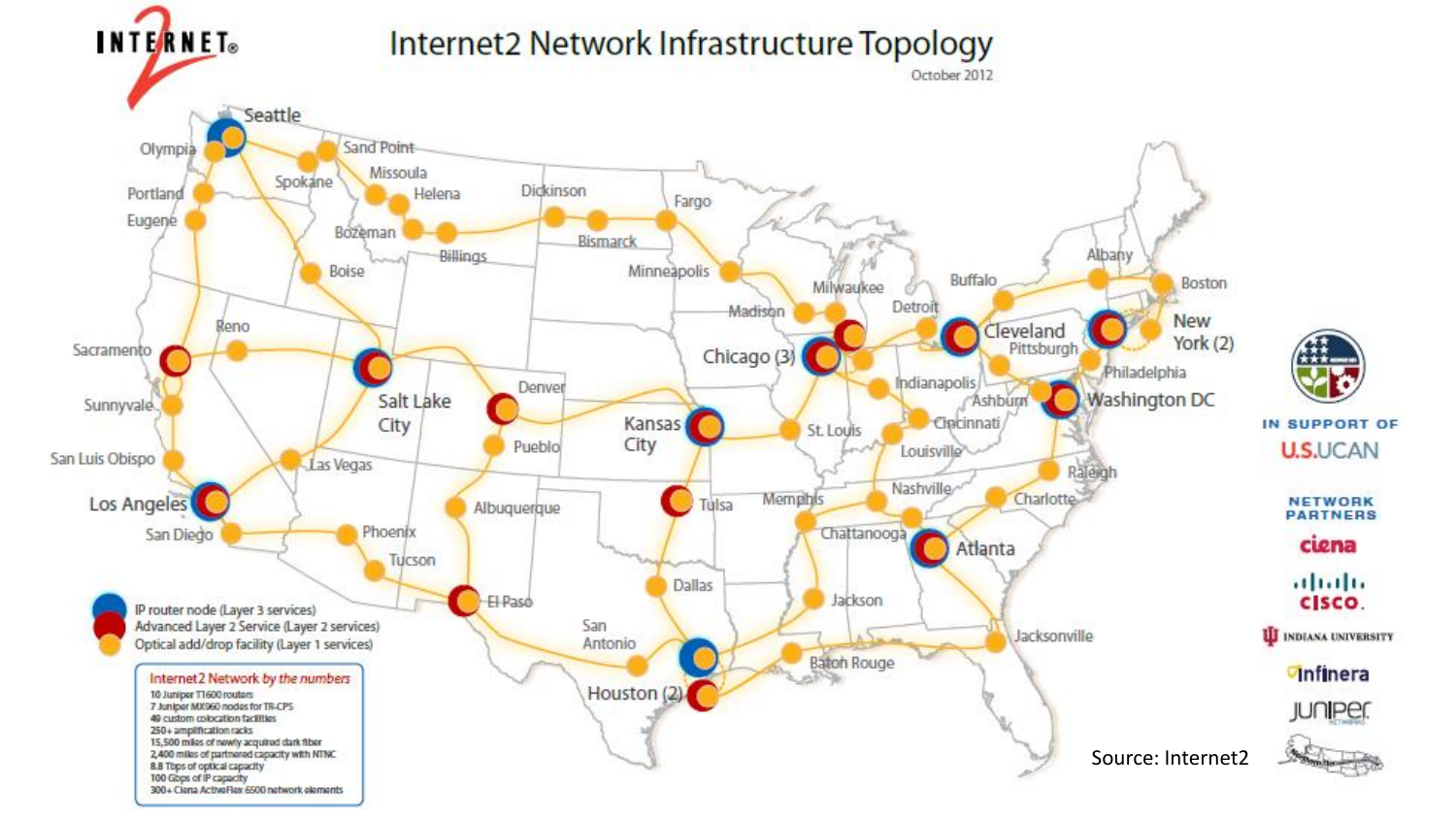# Internet2 Network Infrastructure Topology

October 2012

- IP router node (Layer 3 services)
- Advanced Layer 2 Service (Layer 2 services)
- Optical add/drop facility (Layer 1 services)

**Internet2 Network *by the numbers***

- 10 Juniper T1600 routers
- 7 Juniper MX960 nodes for TR-CPS
- 49 custom colocation facilities
- 250+ amplification racks
- 15,500 miles of newly acquired dark fiber
- 2,400 miles of partnered capacity with NTNC
- 8.8 Tbps of optical capacity
- 100 Gbps of IP capacity
- 300+ Ciena ActiveFlex 6500 network elements

IN SUPPORT OF U.S.UCAN

NETWORK PARTNERS: ciena, cisco, Indiana University, Infinera, Juniper Networks

Source: Internet2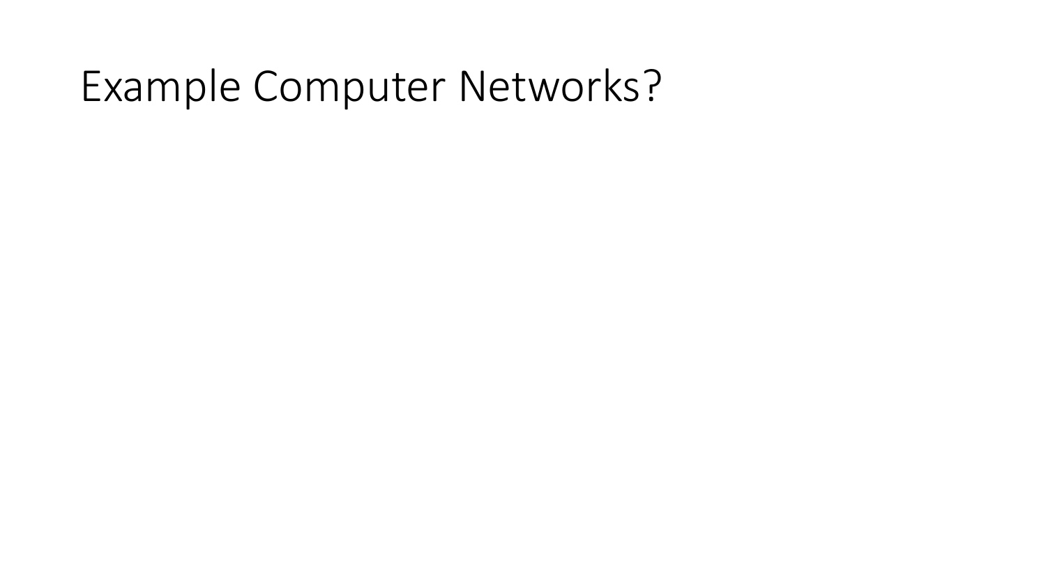# Example Computer Networks?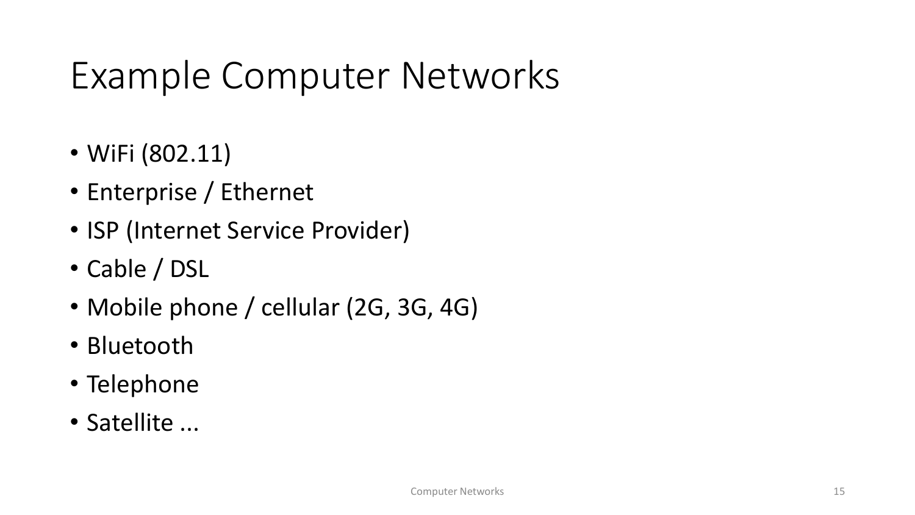# Example Computer Networks

- WiFi (802.11)
- Enterprise / Ethernet
- ISP (Internet Service Provider)
- Cable / DSL
- Mobile phone / cellular (2G, 3G, 4G)
- Bluetooth
- Telephone
- Satellite ...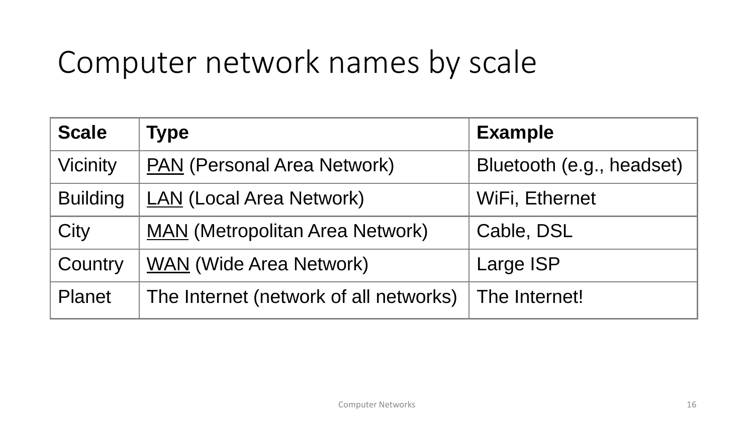# Computer network names by scale

| Scale | Type | Example |
|---|---|---|
| Vicinity | PAN (Personal Area Network) | Bluetooth (e.g., headset) |
| Building | LAN (Local Area Network) | WiFi, Ethernet |
| City | MAN (Metropolitan Area Network) | Cable, DSL |
| Country | WAN (Wide Area Network) | Large ISP |
| Planet | The Internet (network of all networks) | The Internet! |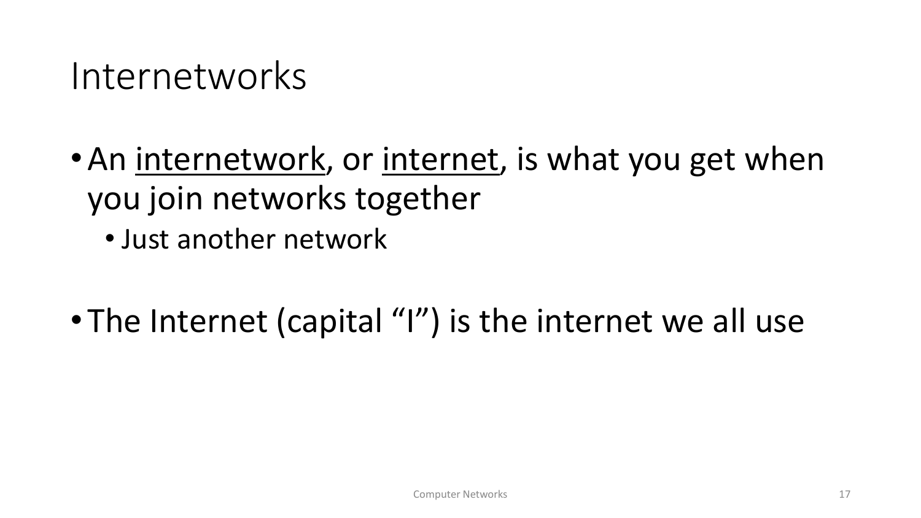# Internetworks

- An internetwork, or internet, is what you get when you join networks together
  - Just another network

- The Internet (capital "I") is the internet we all use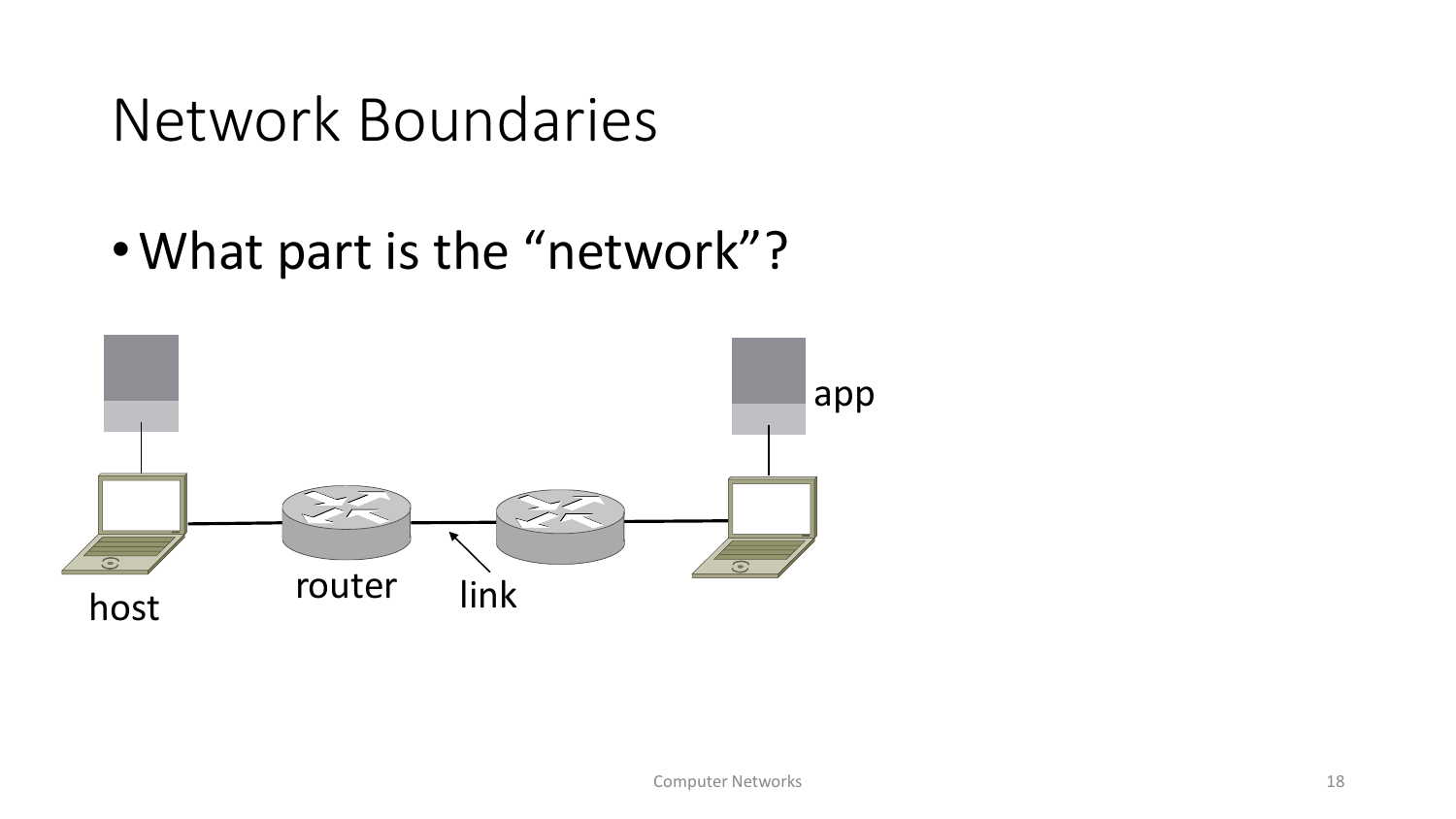# Network Boundaries

- What part is the "network"?

app

host

router

link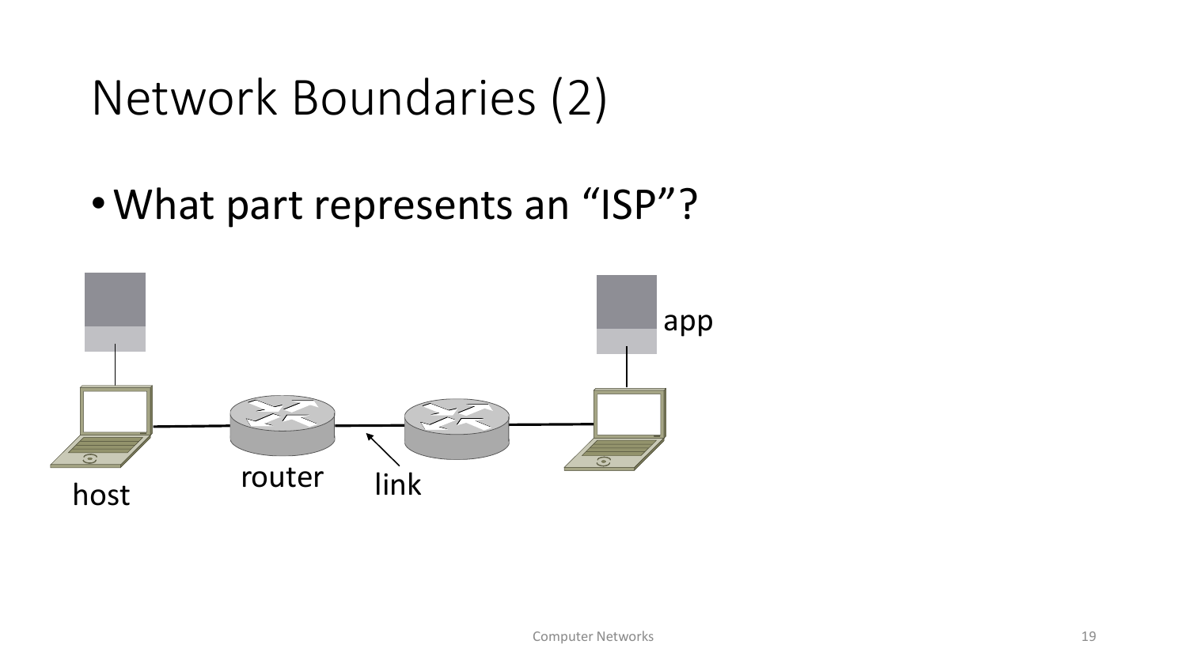# Network Boundaries (2)

- What part represents an "ISP"?

app

host

router

link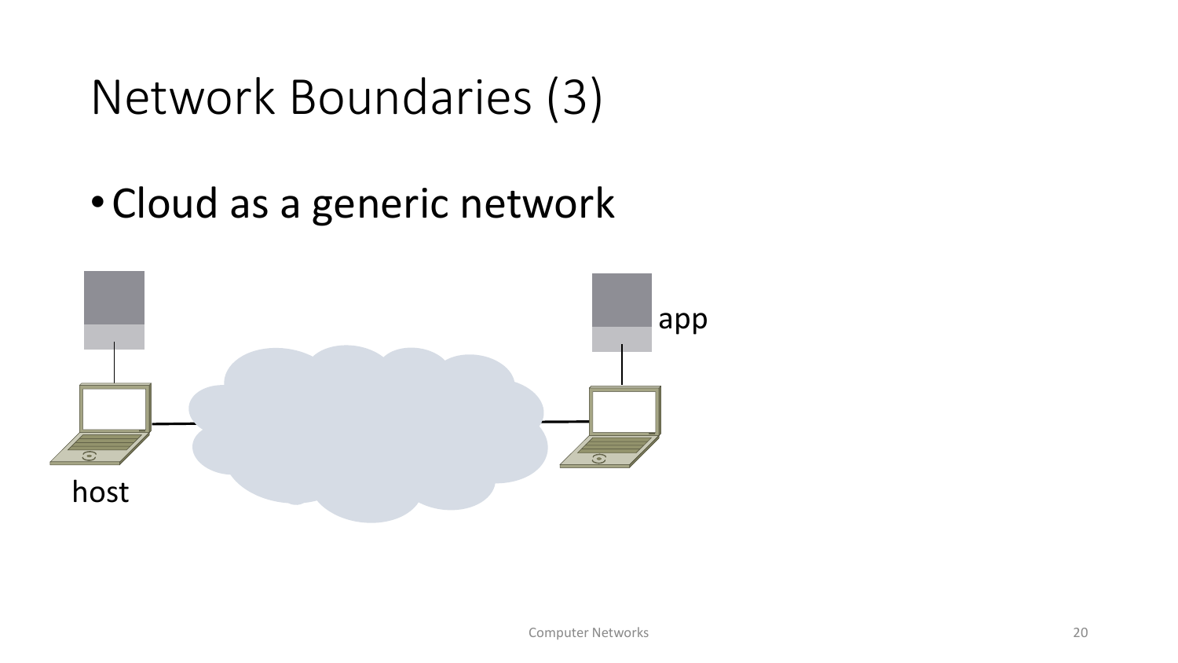# Network Boundaries (3)

- Cloud as a generic network

app

host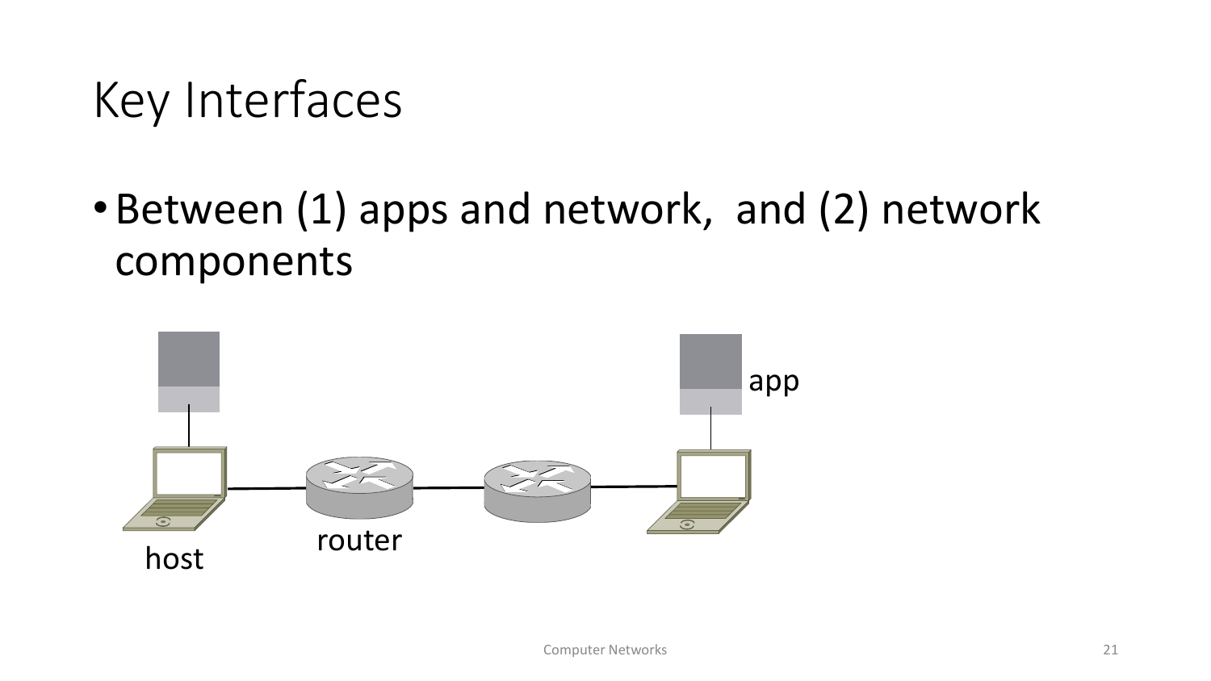# Key Interfaces

- Between (1) apps and network, and (2) network components

app

host

router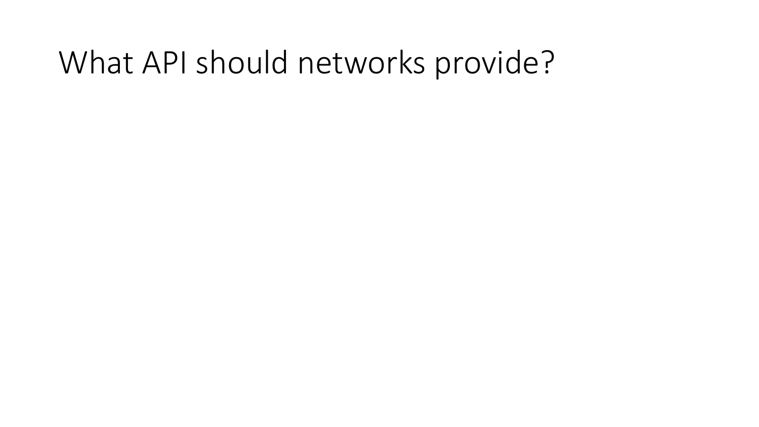# What API should networks provide?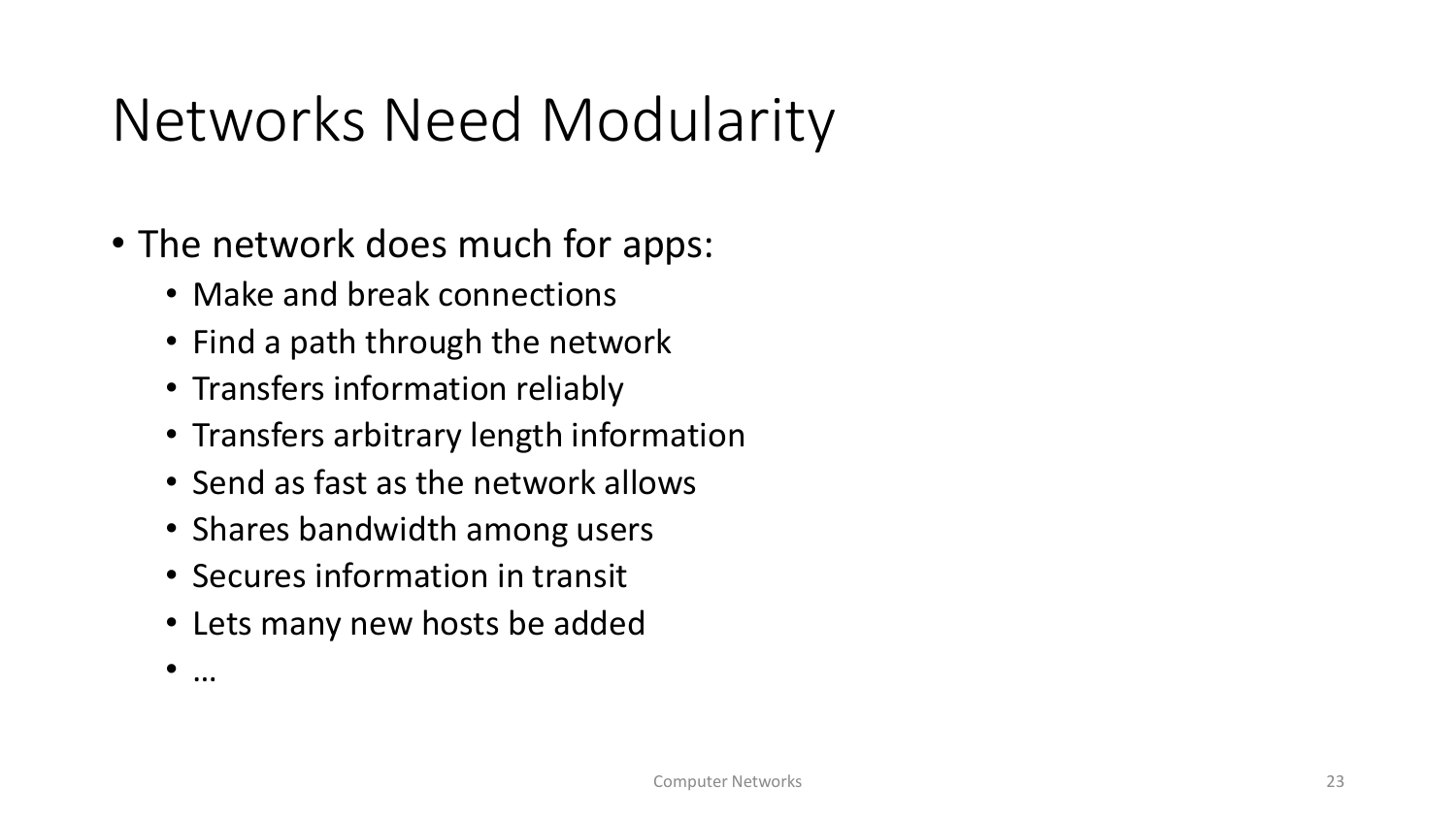# Networks Need Modularity

- The network does much for apps:
  - Make and break connections
  - Find a path through the network
  - Transfers information reliably
  - Transfers arbitrary length information
  - Send as fast as the network allows
  - Shares bandwidth among users
  - Secures information in transit
  - Lets many new hosts be added
  - …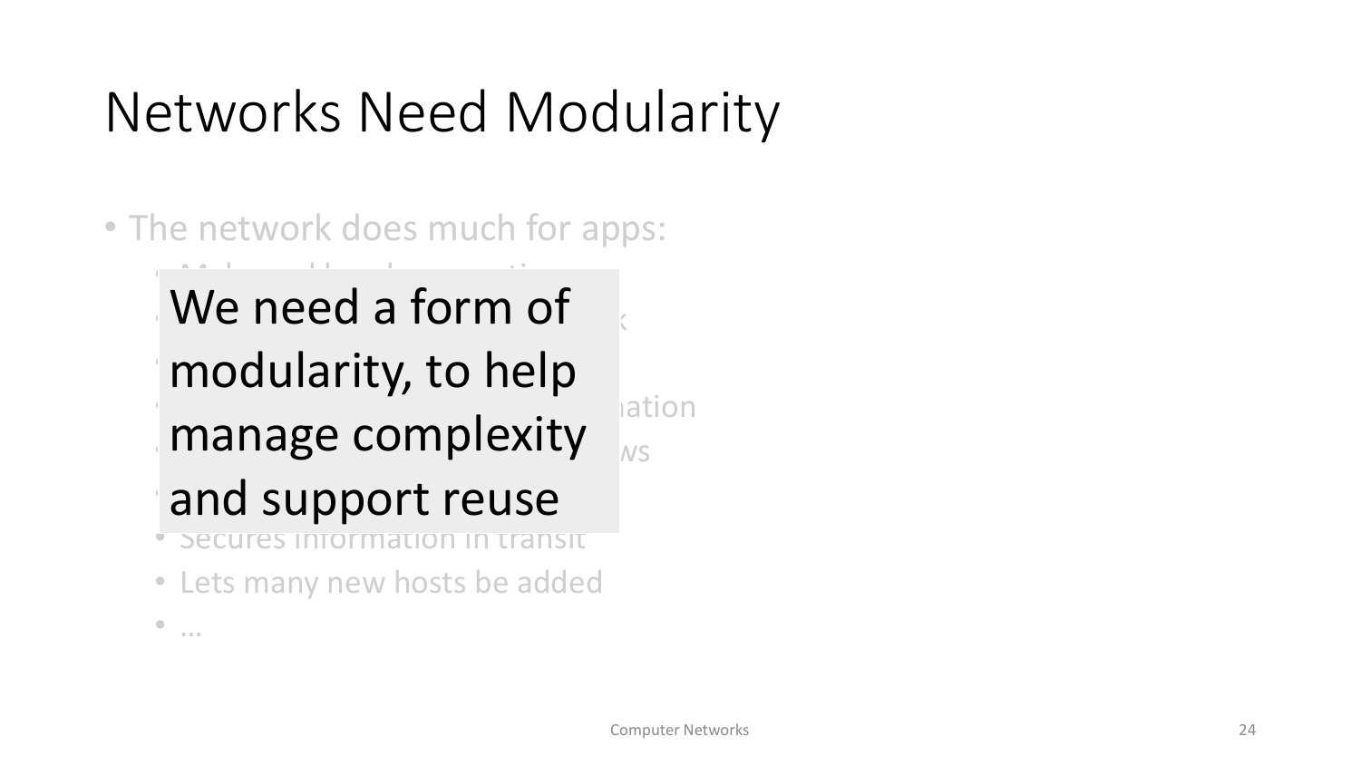# Networks Need Modularity

- The network does much for apps:
  - Secures information in transit
  - Lets many new hosts be added
  - …

We need a form of modularity, to help manage complexity and support reuse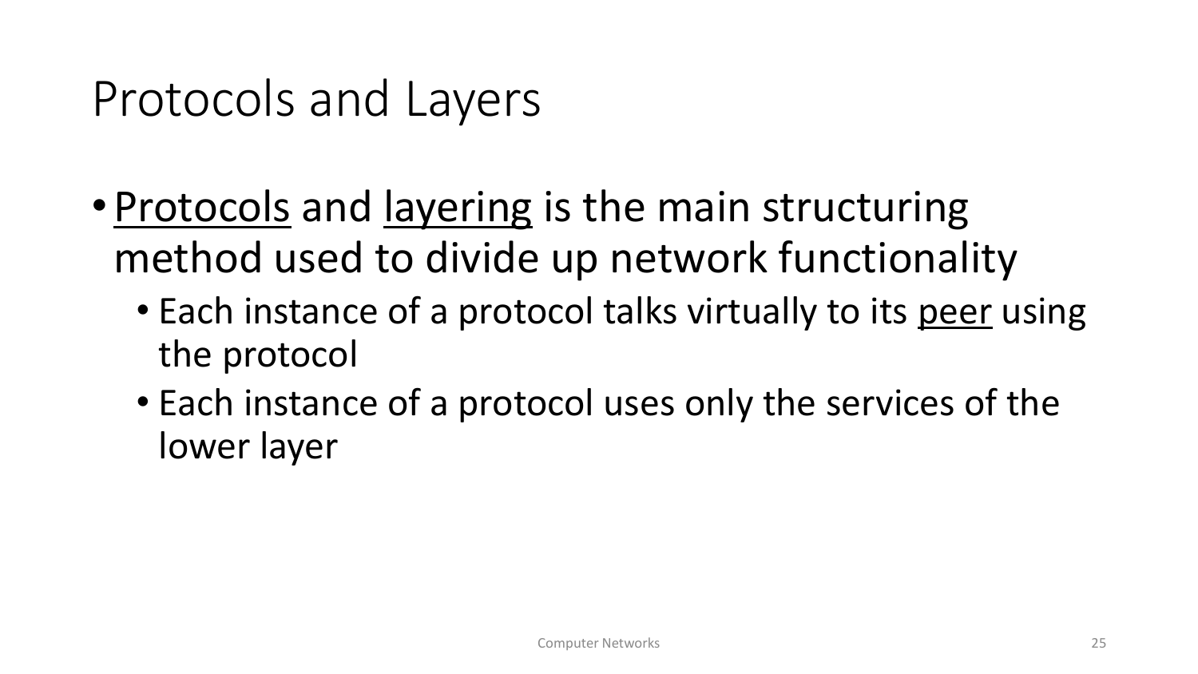# Protocols and Layers

- Protocols and layering is the main structuring method used to divide up network functionality
  - Each instance of a protocol talks virtually to its peer using the protocol
  - Each instance of a protocol uses only the services of the lower layer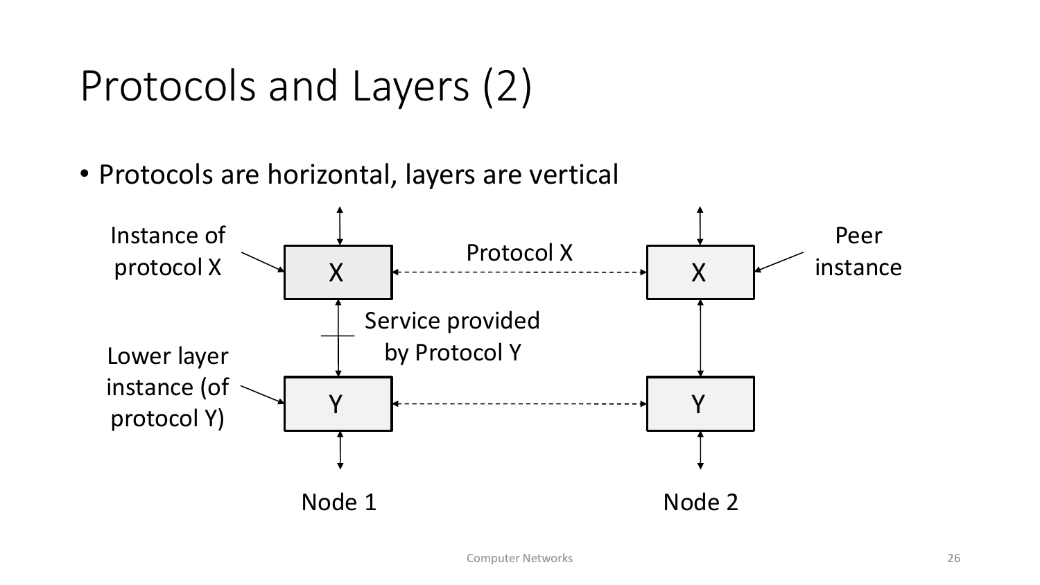# Protocols and Layers (2)

- Protocols are horizontal, layers are vertical

Instance of protocol X

Protocol X

Peer instance

X

X

Service provided by Protocol Y

Lower layer instance (of protocol Y)

Y

Y

Node 1

Node 2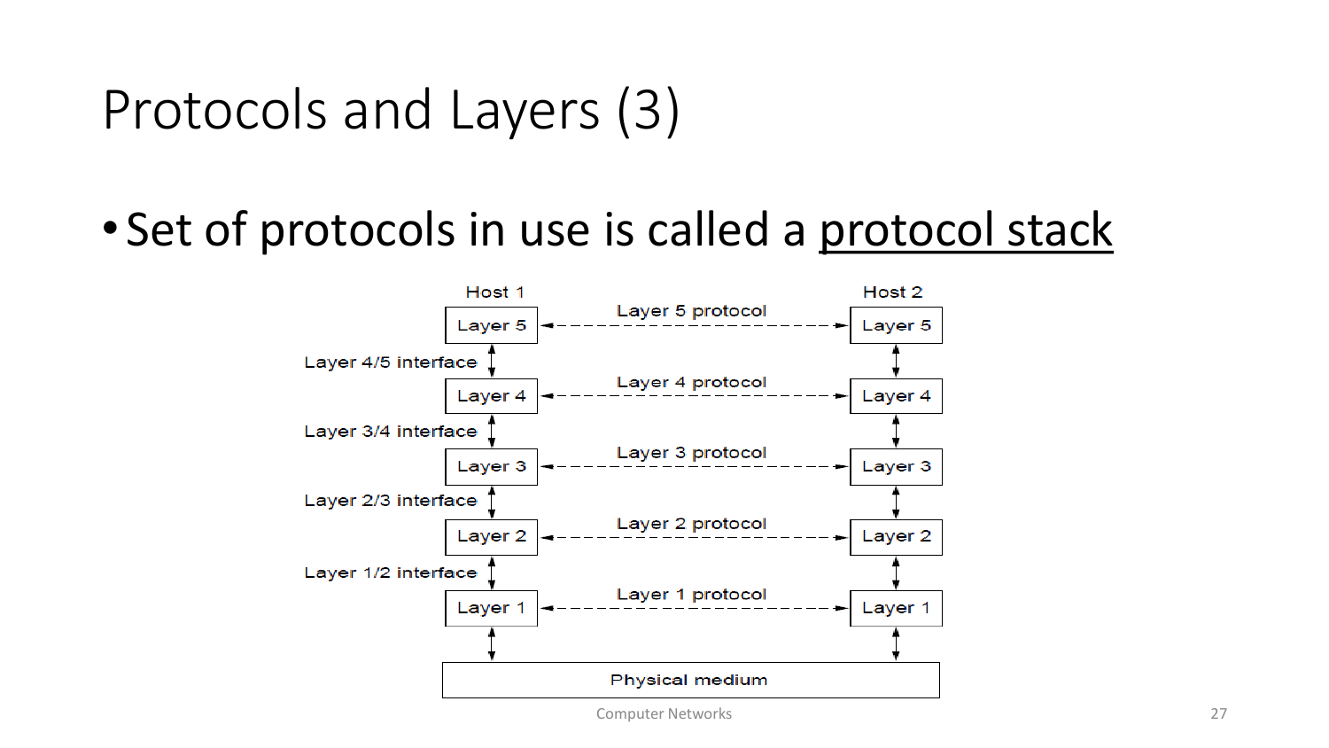# Protocols and Layers (3)

- Set of protocols in use is called a protocol stack

Host 1 | Host 2

Layer 5 ← Layer 5 protocol → Layer 5

Layer 4/5 interface

Layer 4 ← Layer 4 protocol → Layer 4

Layer 3/4 interface

Layer 3 ← Layer 3 protocol → Layer 3

Layer 2/3 interface

Layer 2 ← Layer 2 protocol → Layer 2

Layer 1/2 interface

Layer 1 ← Layer 1 protocol → Layer 1

Physical medium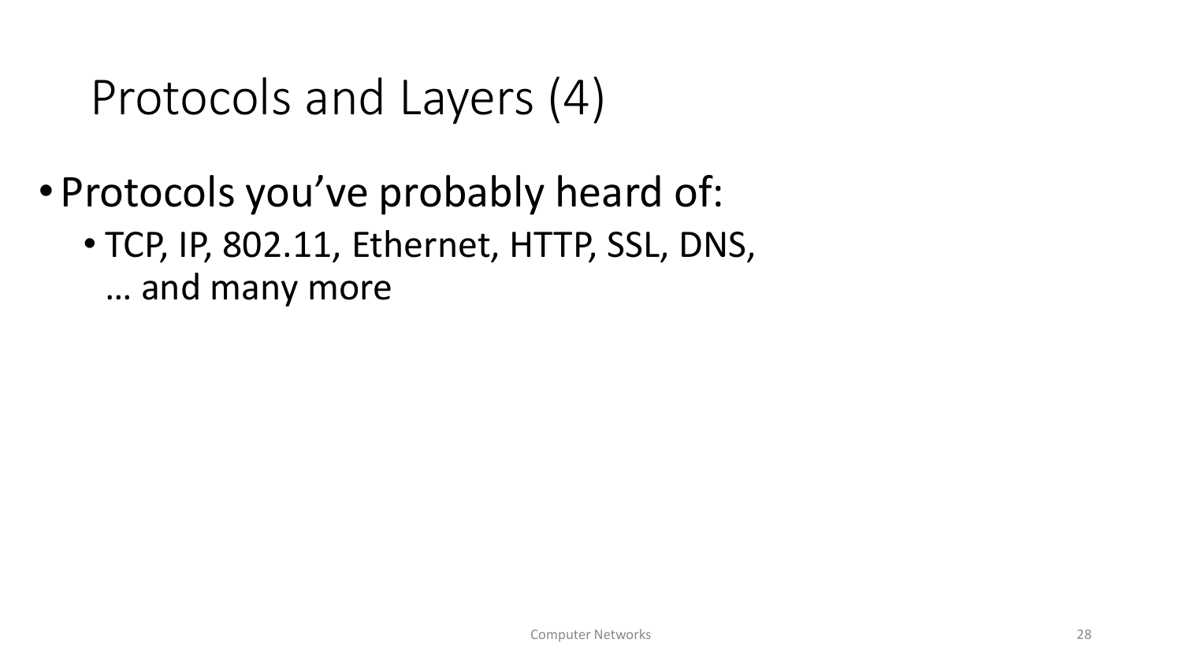# Protocols and Layers (4)

- Protocols you’ve probably heard of:
  - TCP, IP, 802.11, Ethernet, HTTP, SSL, DNS, … and many more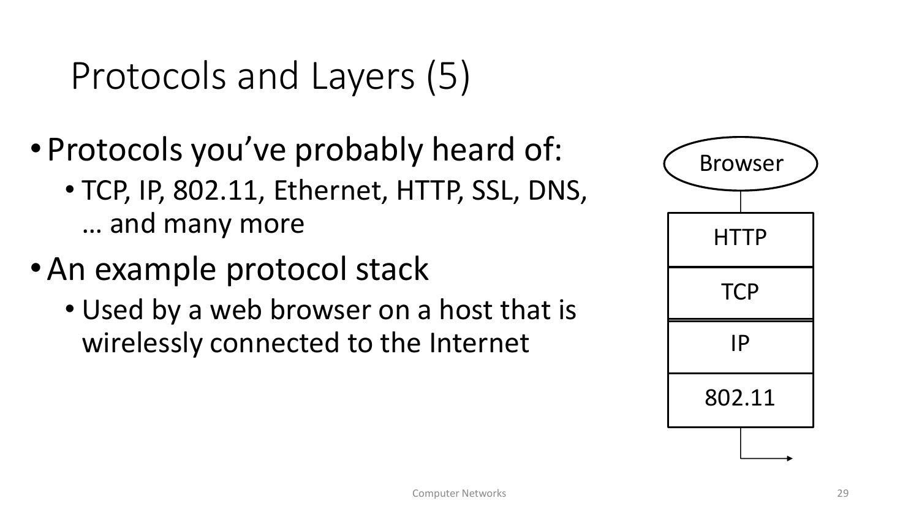# Protocols and Layers (5)

- Protocols you've probably heard of:
  - TCP, IP, 802.11, Ethernet, HTTP, SSL, DNS, … and many more
- An example protocol stack
  - Used by a web browser on a host that is wirelessly connected to the Internet

Browser

| HTTP |
| --- |
| TCP |
| IP |
| 802.11 |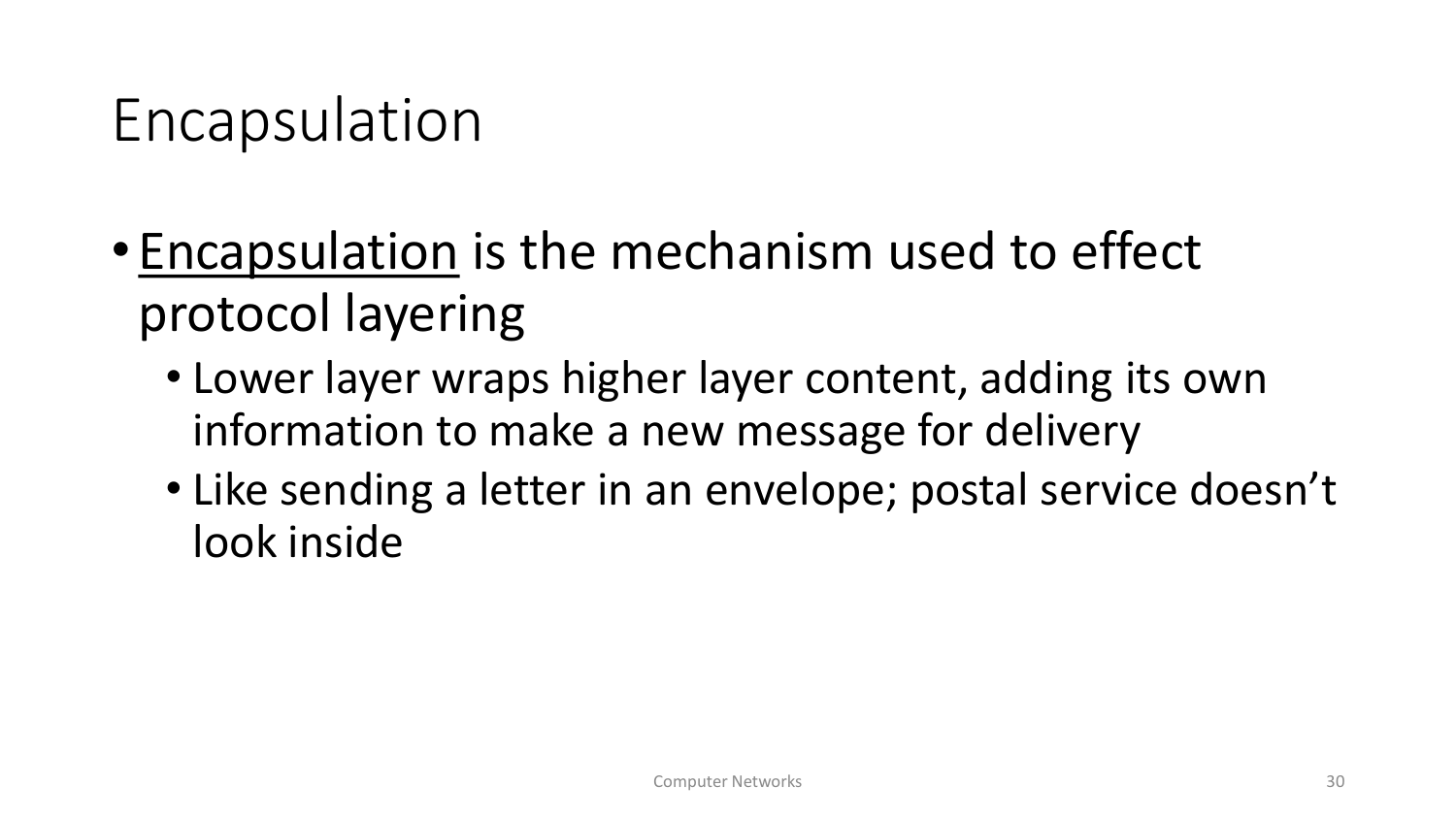# Encapsulation

- Encapsulation is the mechanism used to effect protocol layering
  - Lower layer wraps higher layer content, adding its own information to make a new message for delivery
  - Like sending a letter in an envelope; postal service doesn't look inside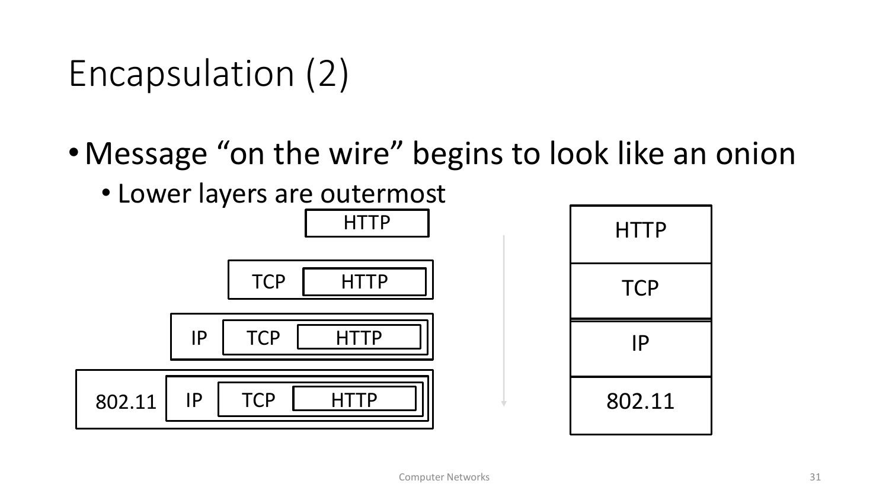# Encapsulation (2)

- Message "on the wire" begins to look like an onion
  - Lower layers are outermost

HTTP

TCP | HTTP

IP | TCP | HTTP

802.11 | IP | TCP | HTTP

| HTTP |
| --- |
| TCP |
| IP |
| 802.11 |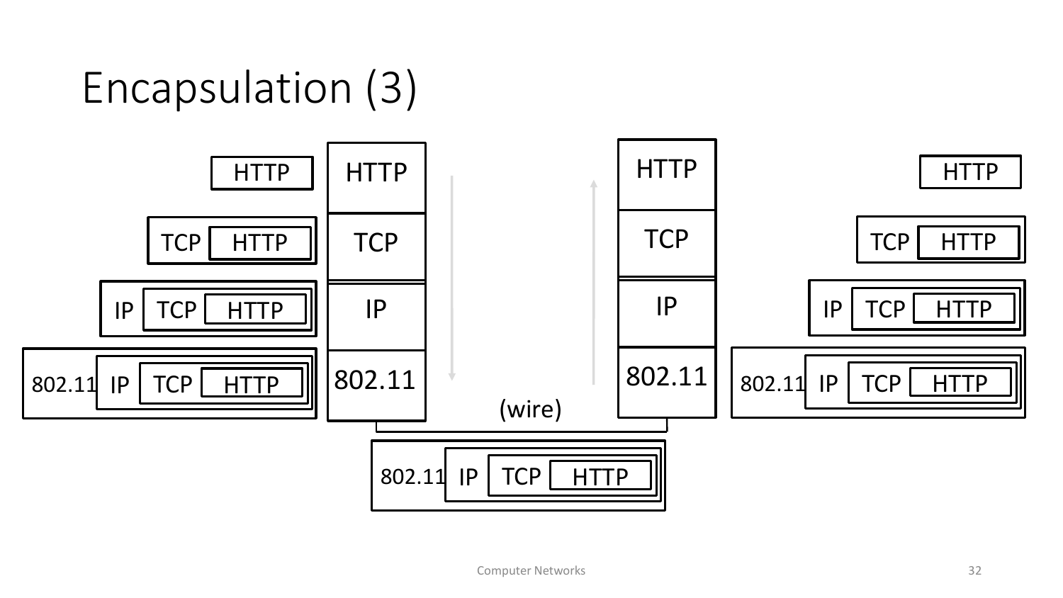# Encapsulation (3)

HTTP

TCP | HTTP

IP | TCP | HTTP

802.11 | IP | TCP | HTTP

| HTTP |
|---|
| TCP |
| IP |
| 802.11 |

| HTTP |
|---|
| TCP |
| IP |
| 802.11 |

(wire)

802.11 | IP | TCP | HTTP

HTTP

TCP | HTTP

IP | TCP | HTTP

802.11 | IP | TCP | HTTP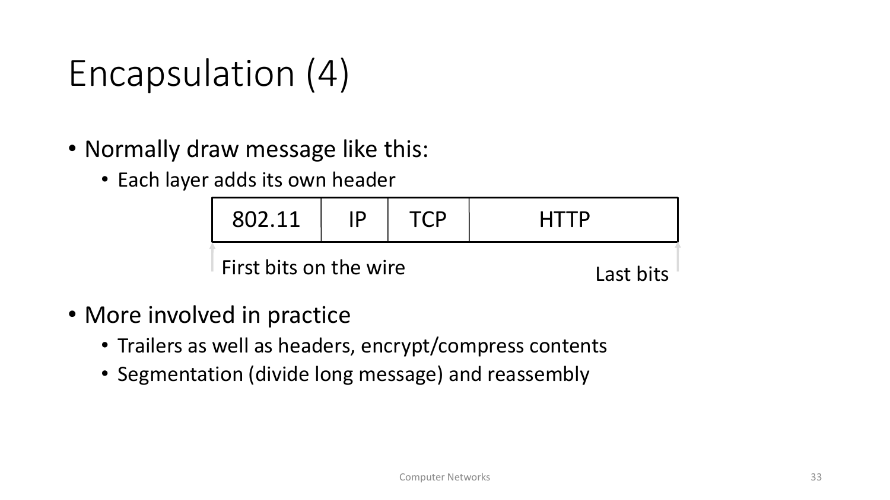# Encapsulation (4)

- Normally draw message like this:
  - Each layer adds its own header

| 802.11 | IP | TCP | HTTP |
|---|---|---|---|

First bits on the wire — Last bits

- More involved in practice
  - Trailers as well as headers, encrypt/compress contents
  - Segmentation (divide long message) and reassembly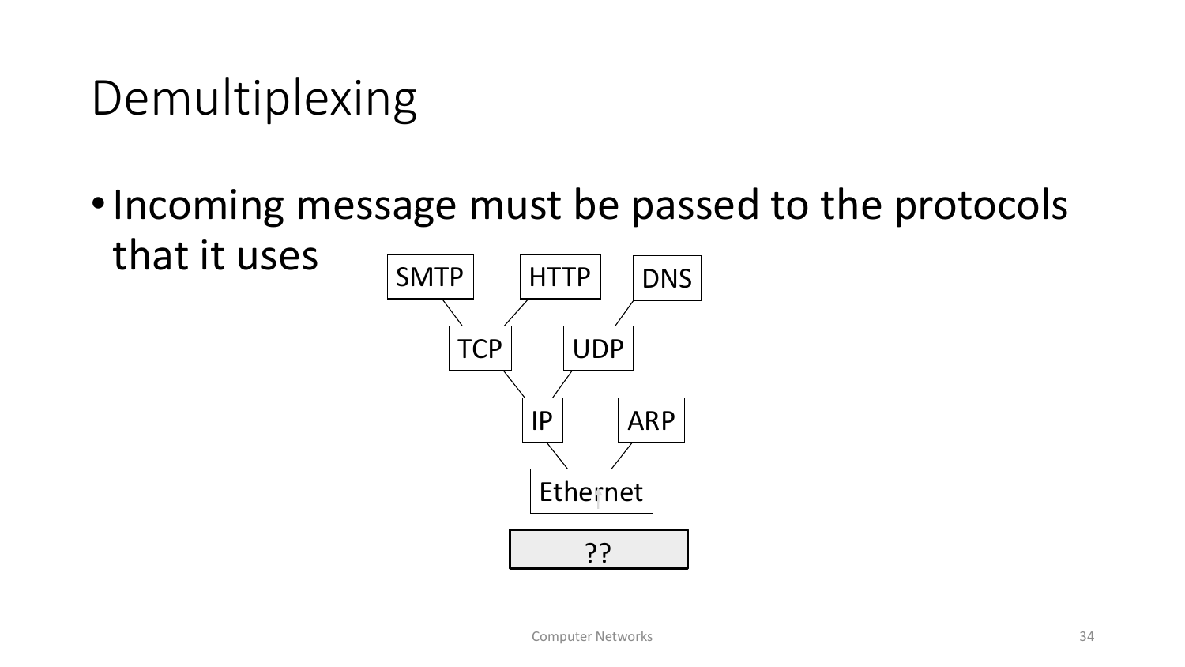# Demultiplexing

- Incoming message must be passed to the protocols that it uses

SMTP HTTP DNS

TCP UDP

IP ARP

Ethernet

??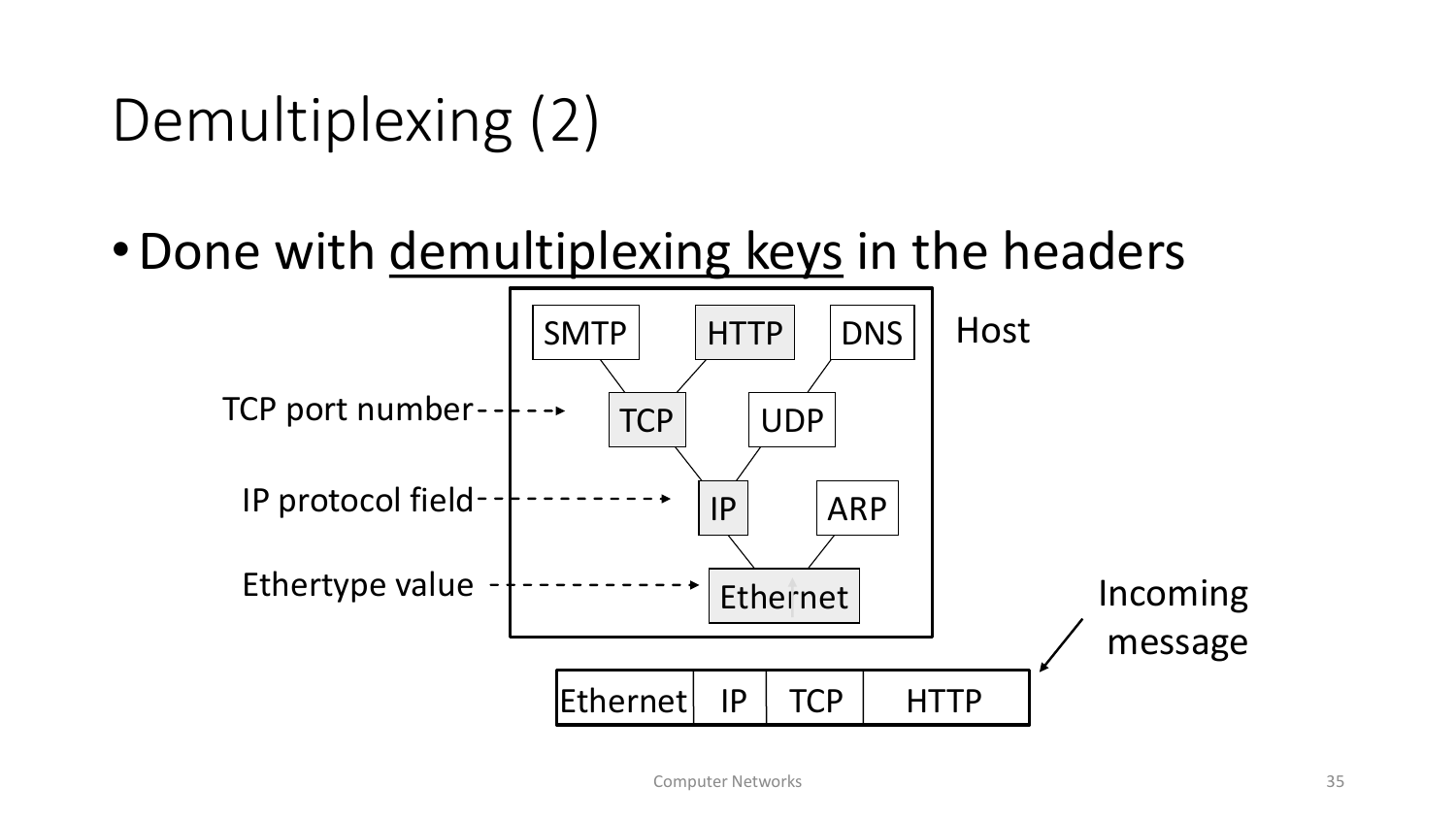# Demultiplexing (2)

- Done with demultiplexing keys in the headers

Host

SMTP HTTP DNS

TCP port number → TCP UDP

IP protocol field → IP ARP

Ethertype value → Ethernet

Incoming message

| Ethernet | IP | TCP | HTTP |
|---|---|---|---|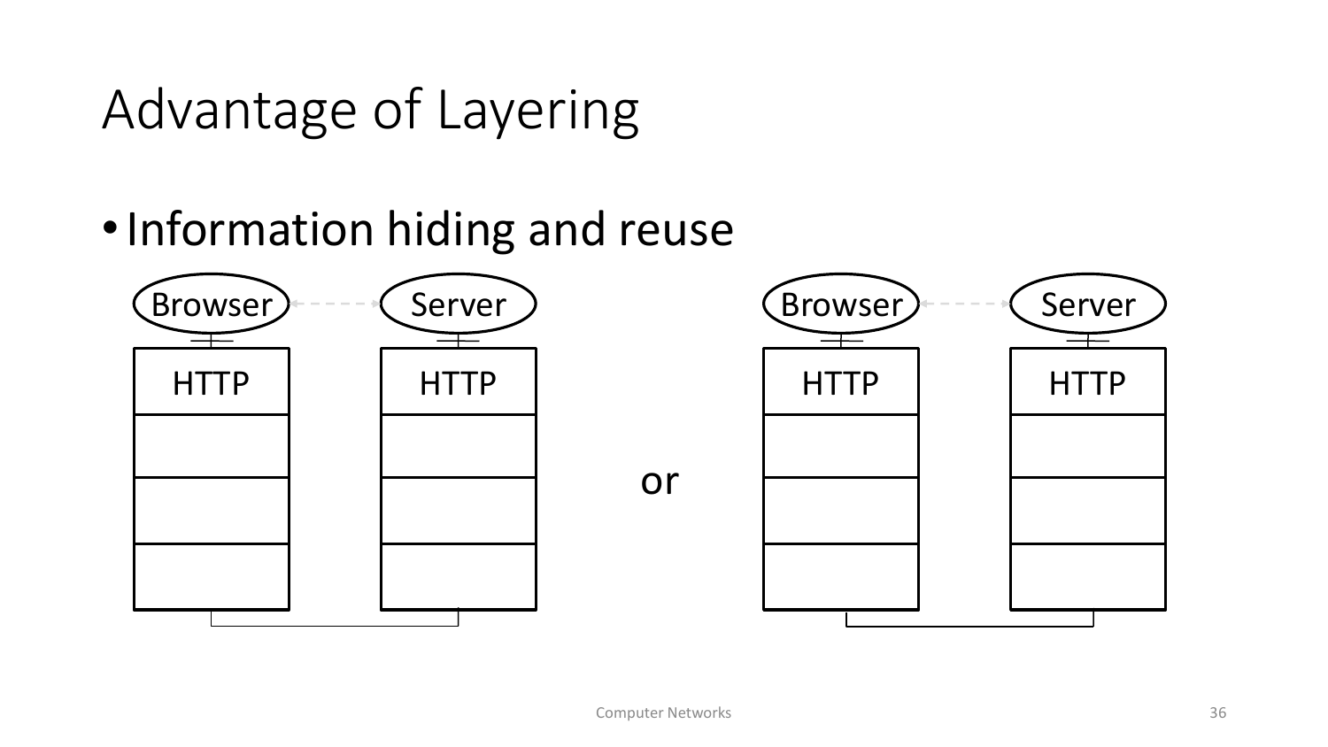# Advantage of Layering

- Information hiding and reuse

Browser Server

HTTP HTTP

or

Browser Server

HTTP HTTP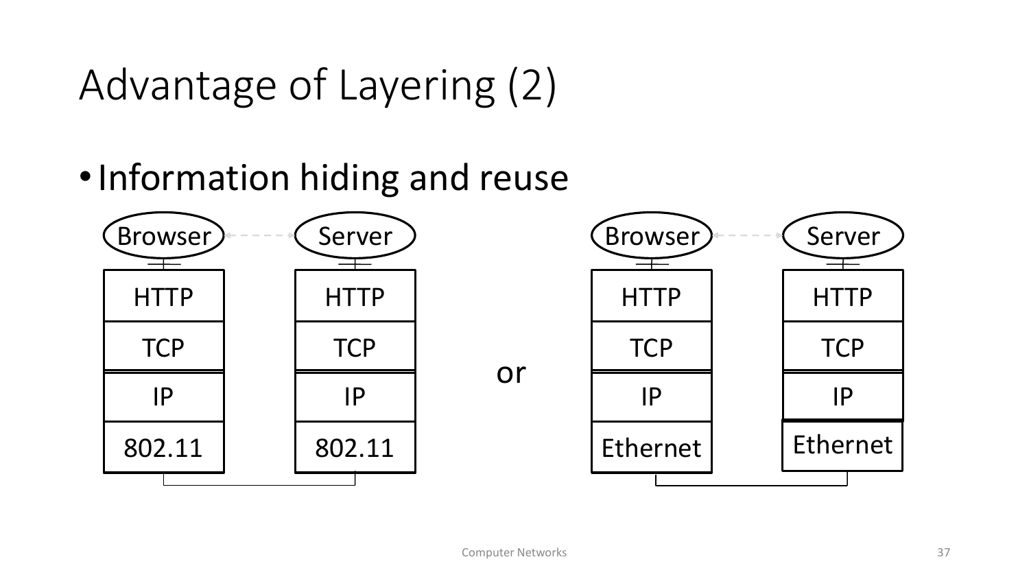# Advantage of Layering (2)

- Information hiding and reuse

| Browser | Server |
| --- | --- |
| HTTP | HTTP |
| TCP | TCP |
| IP | IP |
| 802.11 | 802.11 |

or

| Browser | Server |
| --- | --- |
| HTTP | HTTP |
| TCP | TCP |
| IP | IP |
| Ethernet | Ethernet |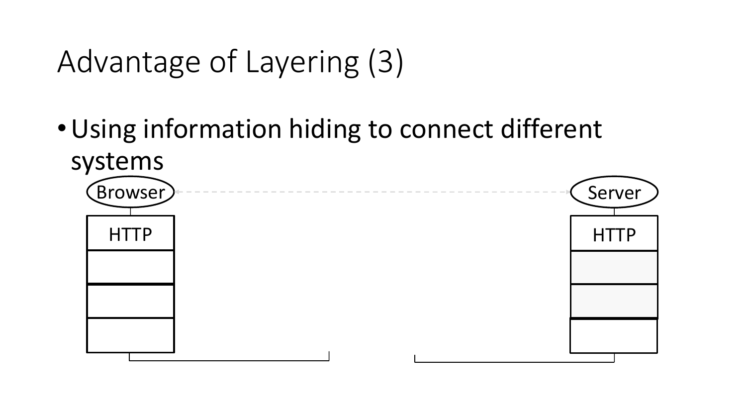# Advantage of Layering (3)

- Using information hiding to connect different systems

Browser

HTTP

Server

HTTP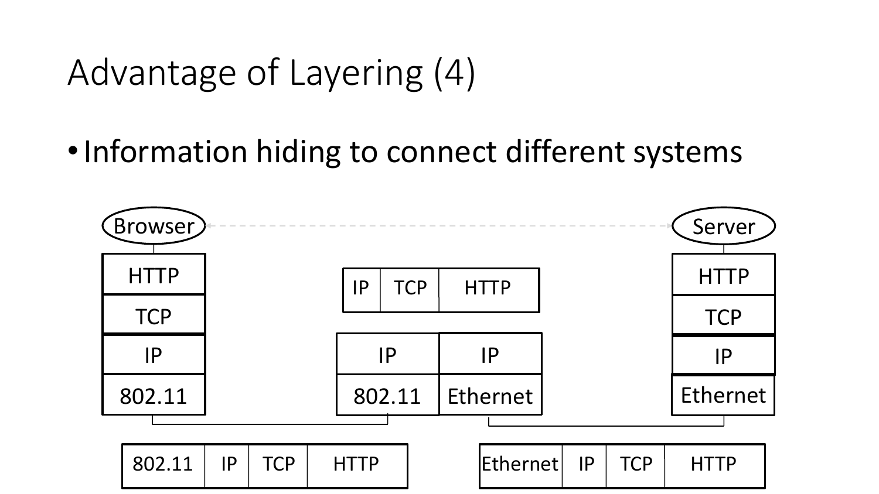# Advantage of Layering (4)

- Information hiding to connect different systems

Browser | HTTP | TCP | IP | 802.11

IP | TCP | HTTP

IP | 802.11 — IP | Ethernet

Server | HTTP | TCP | IP | Ethernet

802.11 | IP | TCP | HTTP

Ethernet | IP | TCP | HTTP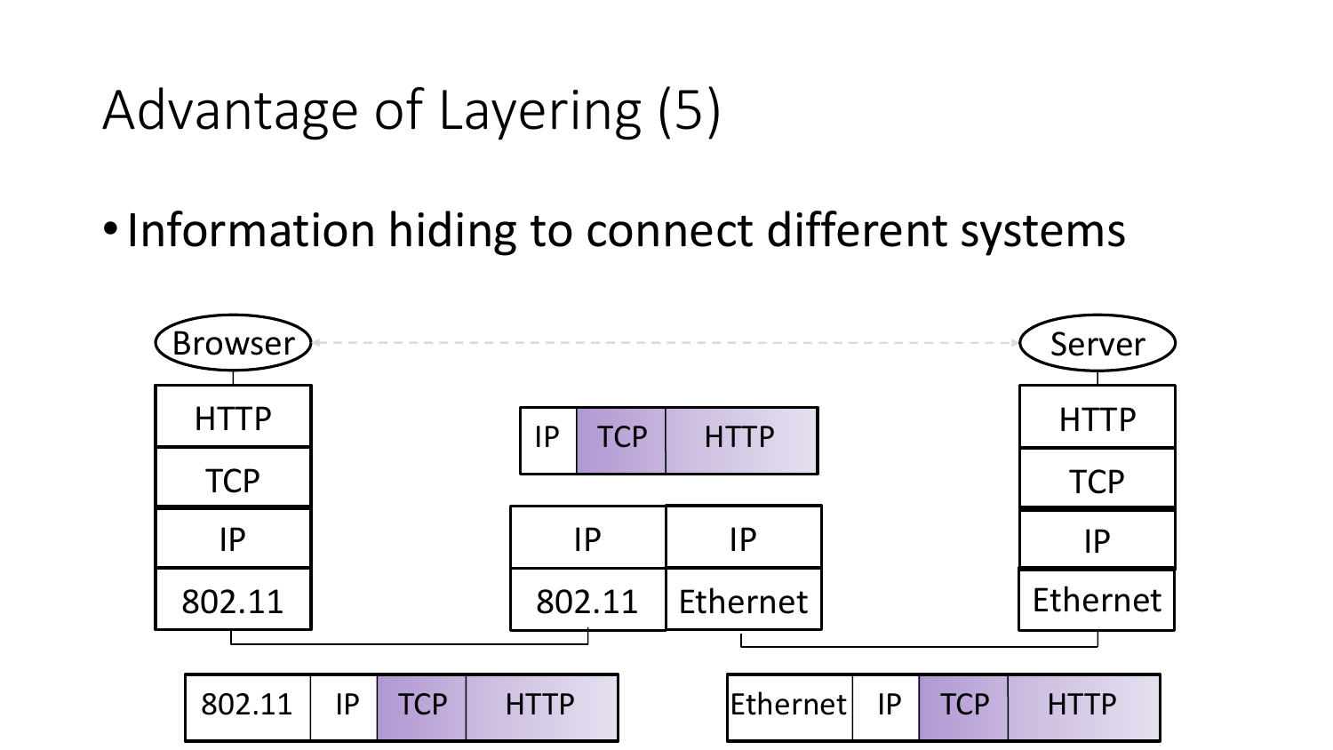# Advantage of Layering (5)

- Information hiding to connect different systems

| Browser | | Server |
|---|---|---|
| HTTP | | HTTP |
| TCP | | TCP |
| IP | IP / IP | IP |
| 802.11 | 802.11 / Ethernet | Ethernet |

Packet between router and server (IP layer view): | IP | TCP | HTTP |

Browser ↔ router link: | 802.11 | IP | TCP | HTTP |

Router ↔ server link: | Ethernet | IP | TCP | HTTP |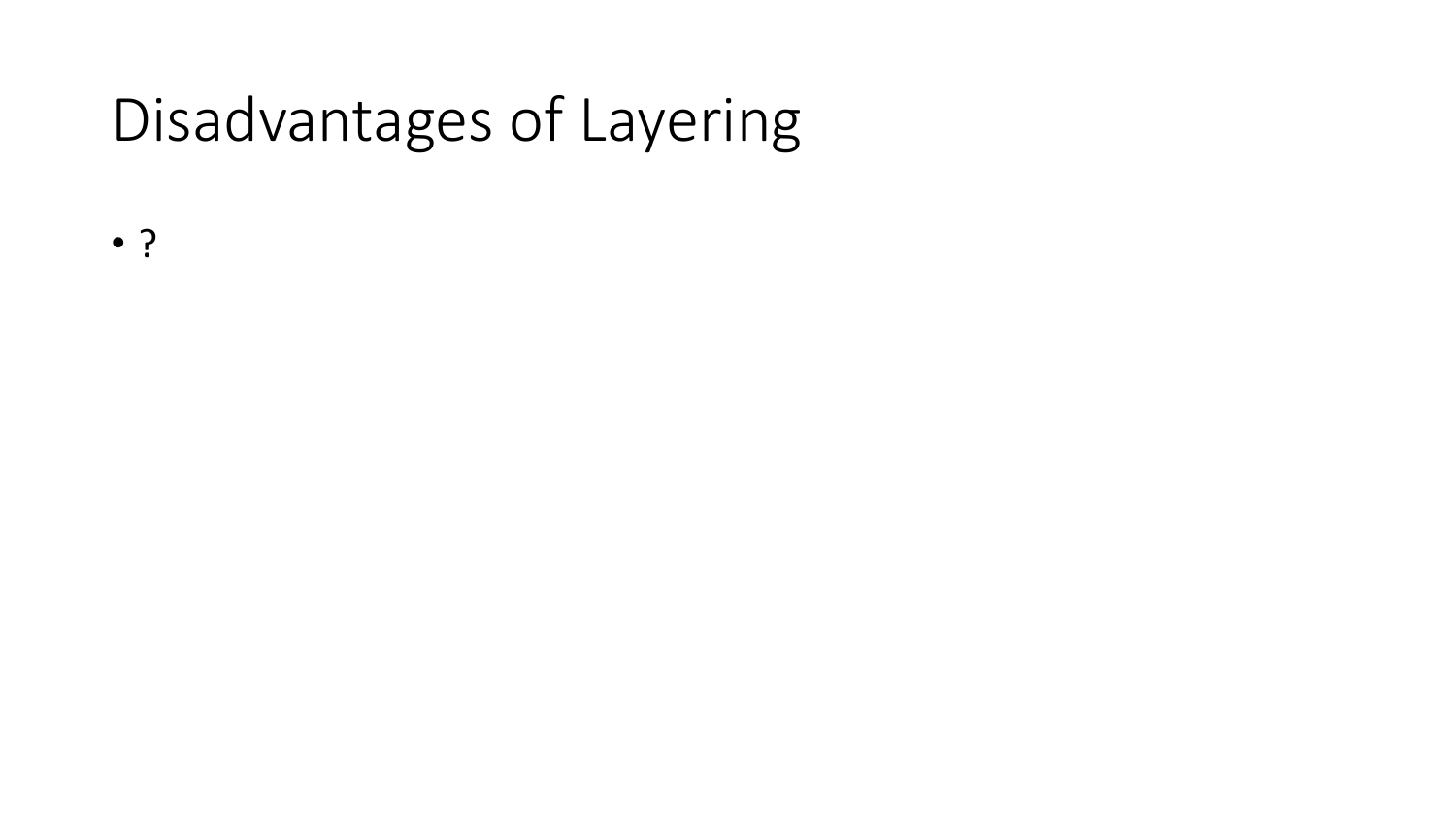# Disadvantages of Layering

- ?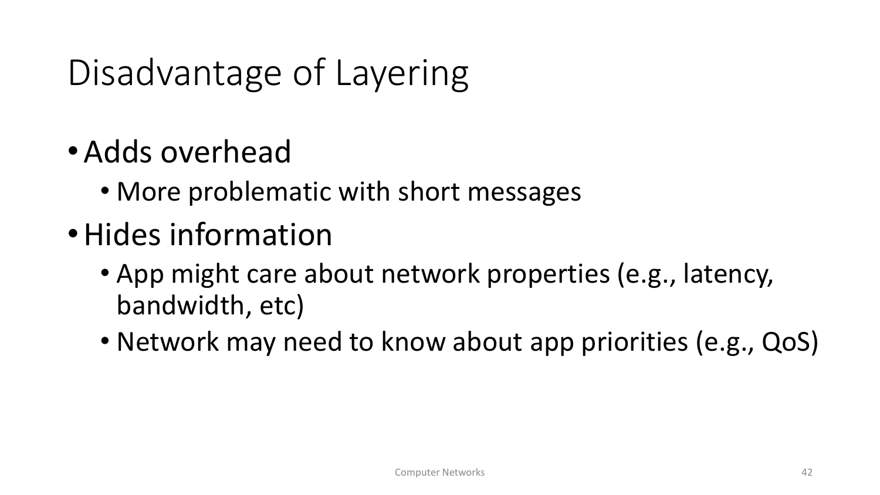# Disadvantage of Layering

- Adds overhead
  - More problematic with short messages
- Hides information
  - App might care about network properties (e.g., latency, bandwidth, etc)
  - Network may need to know about app priorities (e.g., QoS)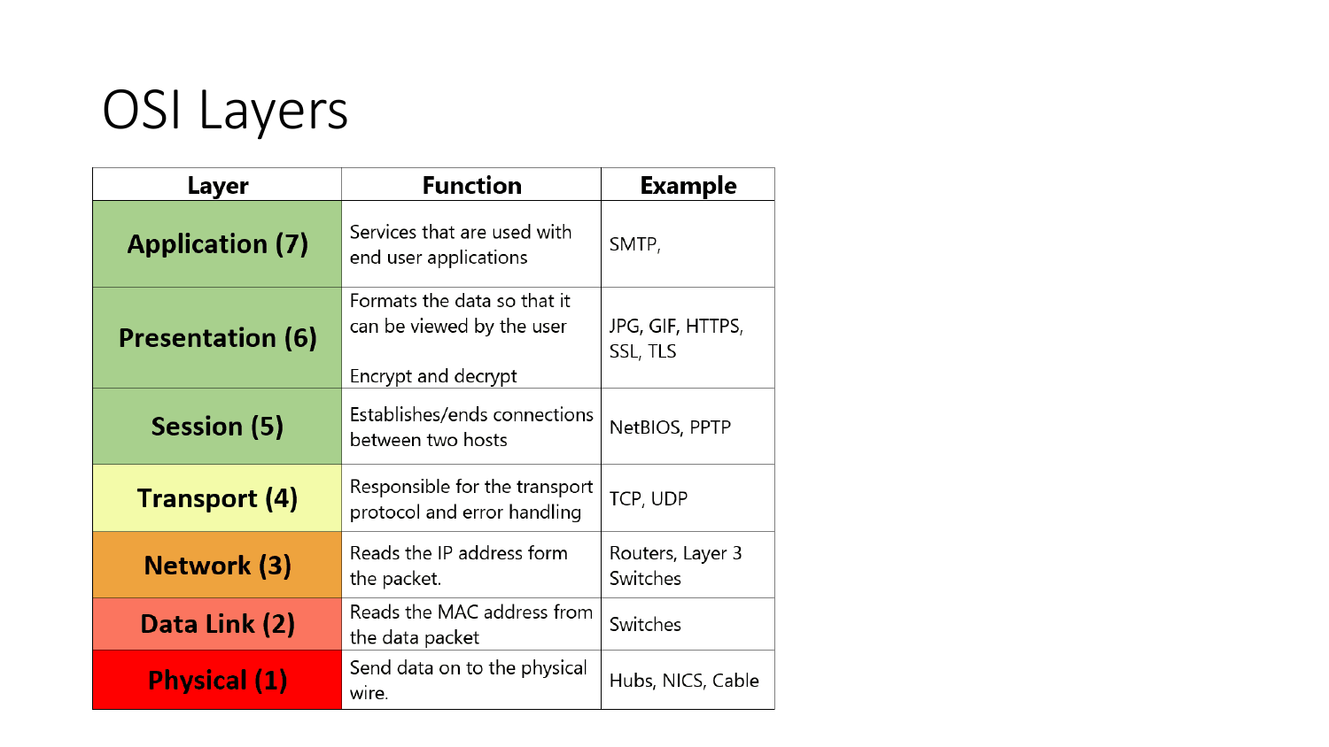# OSI Layers

| Layer | Function | Example |
|---|---|---|
| **Application (7)** | Services that are used with end user applications | SMTP, |
| **Presentation (6)** | Formats the data so that it can be viewed by the user<br><br>Encrypt and decrypt | JPG, GIF, HTTPS, SSL, TLS |
| **Session (5)** | Establishes/ends connections between two hosts | NetBIOS, PPTP |
| **Transport (4)** | Responsible for the transport protocol and error handling | TCP, UDP |
| **Network (3)** | Reads the IP address form the packet. | Routers, Layer 3 Switches |
| **Data Link (2)** | Reads the MAC address from the data packet | Switches |
| **Physical (1)** | Send data on to the physical wire. | Hubs, NICS, Cable |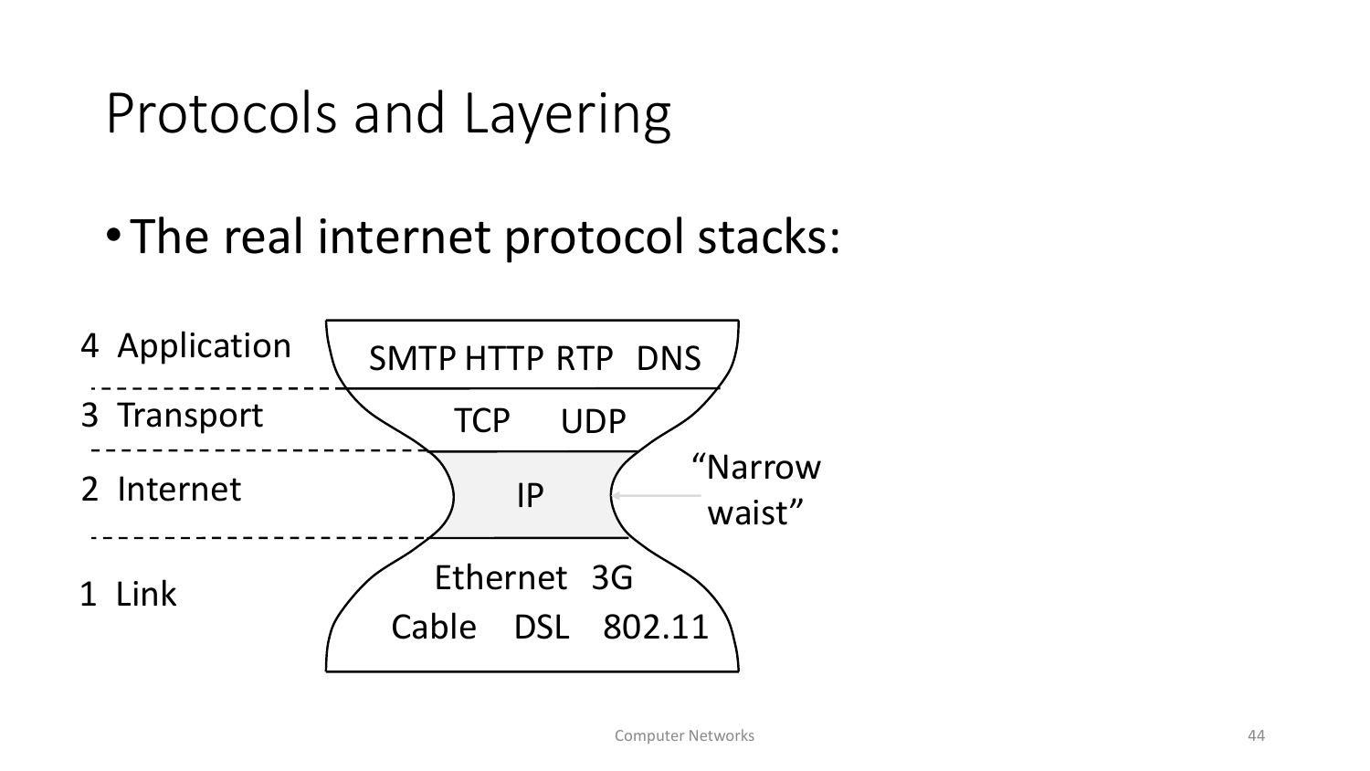# Protocols and Layering

- The real internet protocol stacks:

| Layer | Protocols |
|---|---|
| 4 Application | SMTP HTTP RTP DNS |
| 3 Transport | TCP UDP |
| 2 Internet | IP |
| 1 Link | Ethernet 3G Cable DSL 802.11 |

"Narrow waist" (IP)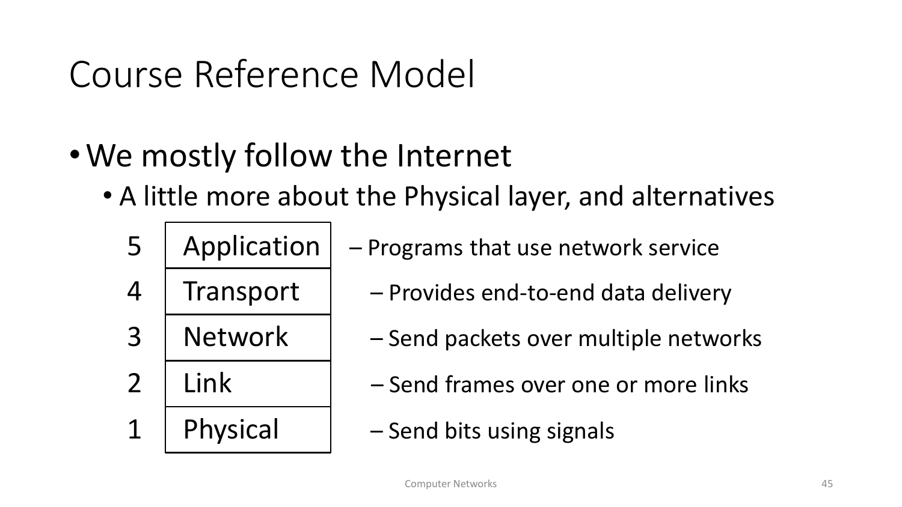# Course Reference Model

- We mostly follow the Internet
  - A little more about the Physical layer, and alternatives

| # | Layer | Description |
|---|---|---|
| 5 | Application | – Programs that use network service |
| 4 | Transport | – Provides end-to-end data delivery |
| 3 | Network | – Send packets over multiple networks |
| 2 | Link | – Send frames over one or more links |
| 1 | Physical | – Send bits using signals |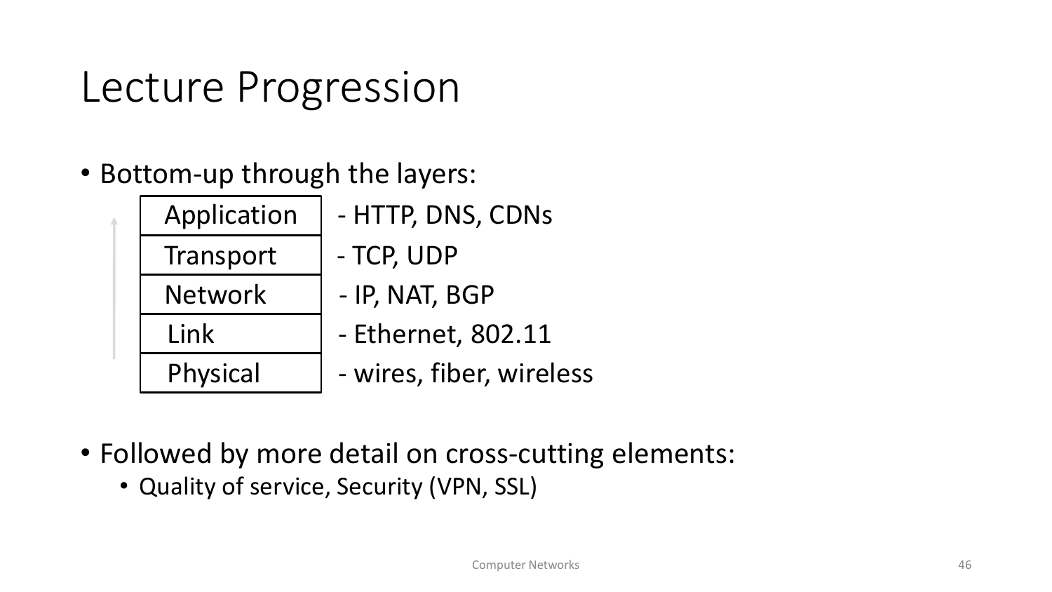# Lecture Progression

- Bottom-up through the layers:

| | |
|---|---|
| Application | - HTTP, DNS, CDNs |
| Transport | - TCP, UDP |
| Network | - IP, NAT, BGP |
| Link | - Ethernet, 802.11 |
| Physical | - wires, fiber, wireless |

- Followed by more detail on cross-cutting elements:
  - Quality of service, Security (VPN, SSL)